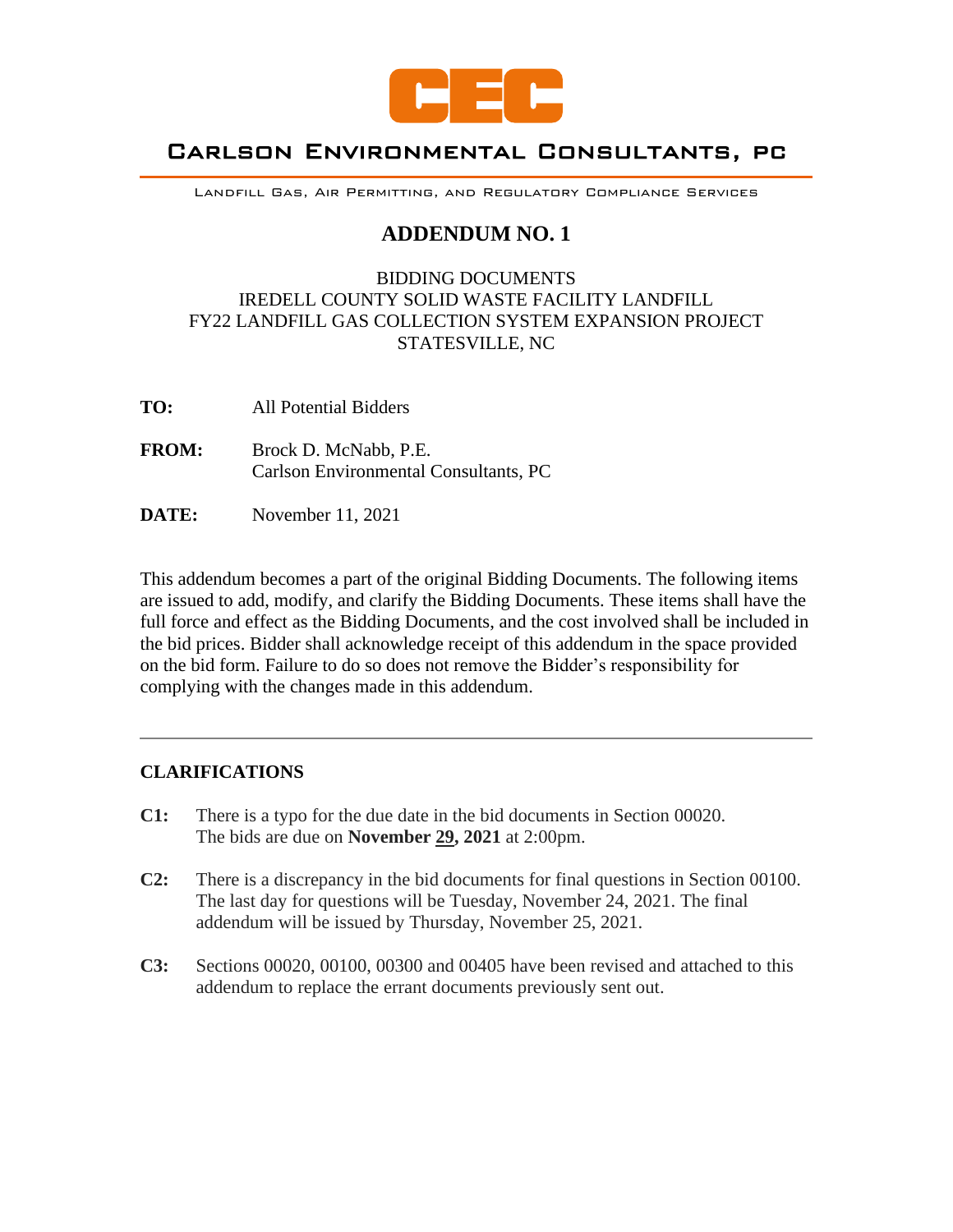CEC

Carlson Environmental Consultants, PC

Landfill Gas, Air Permitting, and Regulatory Compliance Services

# ADDENDUM NO. 1

BIDDING DOCUMENTS
IREDELL COUNTY SOLID WASTE FACILITY LANDFILL
FY22 LANDFILL GAS COLLECTION SYSTEM EXPANSION PROJECT
STATESVILLE, NC

**TO:** All Potential Bidders

**FROM:** Brock D. McNabb, P.E.
Carlson Environmental Consultants, PC

**DATE:** November 11, 2021

This addendum becomes a part of the original Bidding Documents. The following items are issued to add, modify, and clarify the Bidding Documents. These items shall have the full force and effect as the Bidding Documents, and the cost involved shall be included in the bid prices. Bidder shall acknowledge receipt of this addendum in the space provided on the bid form. Failure to do so does not remove the Bidder's responsibility for complying with the changes made in this addendum.

---

## CLARIFICATIONS

**C1:** There is a typo for the due date in the bid documents in Section 00020. The bids are due on **November <u>29</u>, 2021** at 2:00pm.

**C2:** There is a discrepancy in the bid documents for final questions in Section 00100. The last day for questions will be Tuesday, November 24, 2021. The final addendum will be issued by Thursday, November 25, 2021.

**C3:** Sections 00020, 00100, 00300 and 00405 have been revised and attached to this addendum to replace the errant documents previously sent out.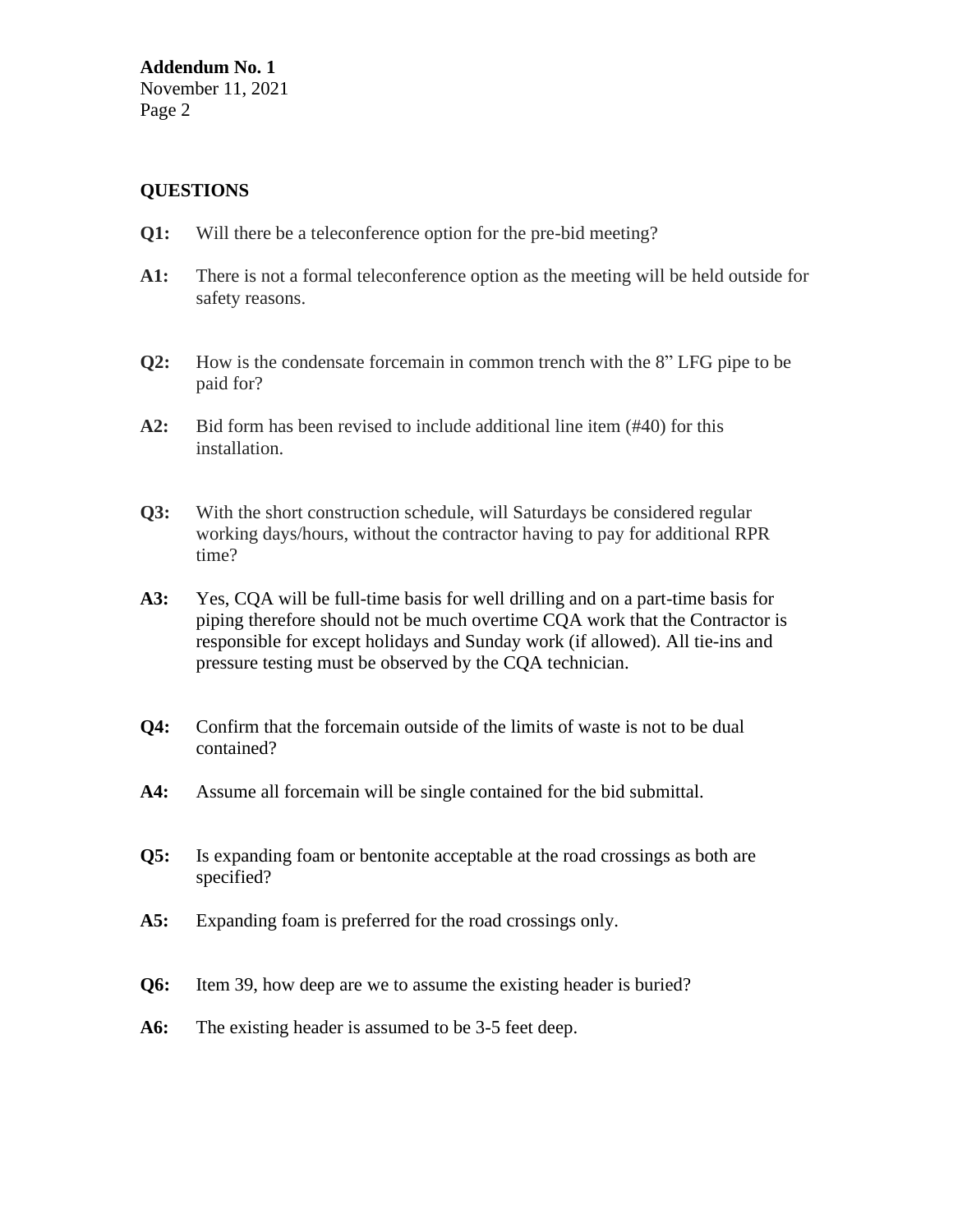## QUESTIONS

**Q1:** Will there be a teleconference option for the pre-bid meeting?

**A1:** There is not a formal teleconference option as the meeting will be held outside for safety reasons.

**Q2:** How is the condensate forcemain in common trench with the 8” LFG pipe to be paid for?

**A2:** Bid form has been revised to include additional line item (#40) for this installation.

**Q3:** With the short construction schedule, will Saturdays be considered regular working days/hours, without the contractor having to pay for additional RPR time?

**A3:** Yes, CQA will be full-time basis for well drilling and on a part-time basis for piping therefore should not be much overtime CQA work that the Contractor is responsible for except holidays and Sunday work (if allowed). All tie-ins and pressure testing must be observed by the CQA technician.

**Q4:** Confirm that the forcemain outside of the limits of waste is not to be dual contained?

**A4:** Assume all forcemain will be single contained for the bid submittal.

**Q5:** Is expanding foam or bentonite acceptable at the road crossings as both are specified?

**A5:** Expanding foam is preferred for the road crossings only.

**Q6:** Item 39, how deep are we to assume the existing header is buried?

**A6:** The existing header is assumed to be 3-5 feet deep.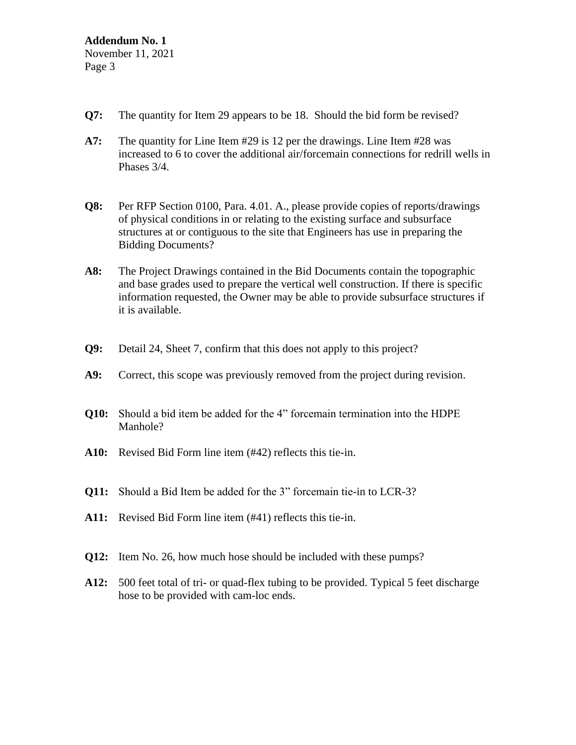**Q7:** The quantity for Item 29 appears to be 18. Should the bid form be revised?

**A7:** The quantity for Line Item #29 is 12 per the drawings. Line Item #28 was increased to 6 to cover the additional air/forcemain connections for redrill wells in Phases 3/4.

**Q8:** Per RFP Section 0100, Para. 4.01. A., please provide copies of reports/drawings of physical conditions in or relating to the existing surface and subsurface structures at or contiguous to the site that Engineers has use in preparing the Bidding Documents?

**A8:** The Project Drawings contained in the Bid Documents contain the topographic and base grades used to prepare the vertical well construction. If there is specific information requested, the Owner may be able to provide subsurface structures if it is available.

**Q9:** Detail 24, Sheet 7, confirm that this does not apply to this project?

**A9:** Correct, this scope was previously removed from the project during revision.

**Q10:** Should a bid item be added for the 4" forcemain termination into the HDPE Manhole?

**A10:** Revised Bid Form line item (#42) reflects this tie-in.

**Q11:** Should a Bid Item be added for the 3" forcemain tie-in to LCR-3?

**A11:** Revised Bid Form line item (#41) reflects this tie-in.

**Q12:** Item No. 26, how much hose should be included with these pumps?

**A12:** 500 feet total of tri- or quad-flex tubing to be provided. Typical 5 feet discharge hose to be provided with cam-loc ends.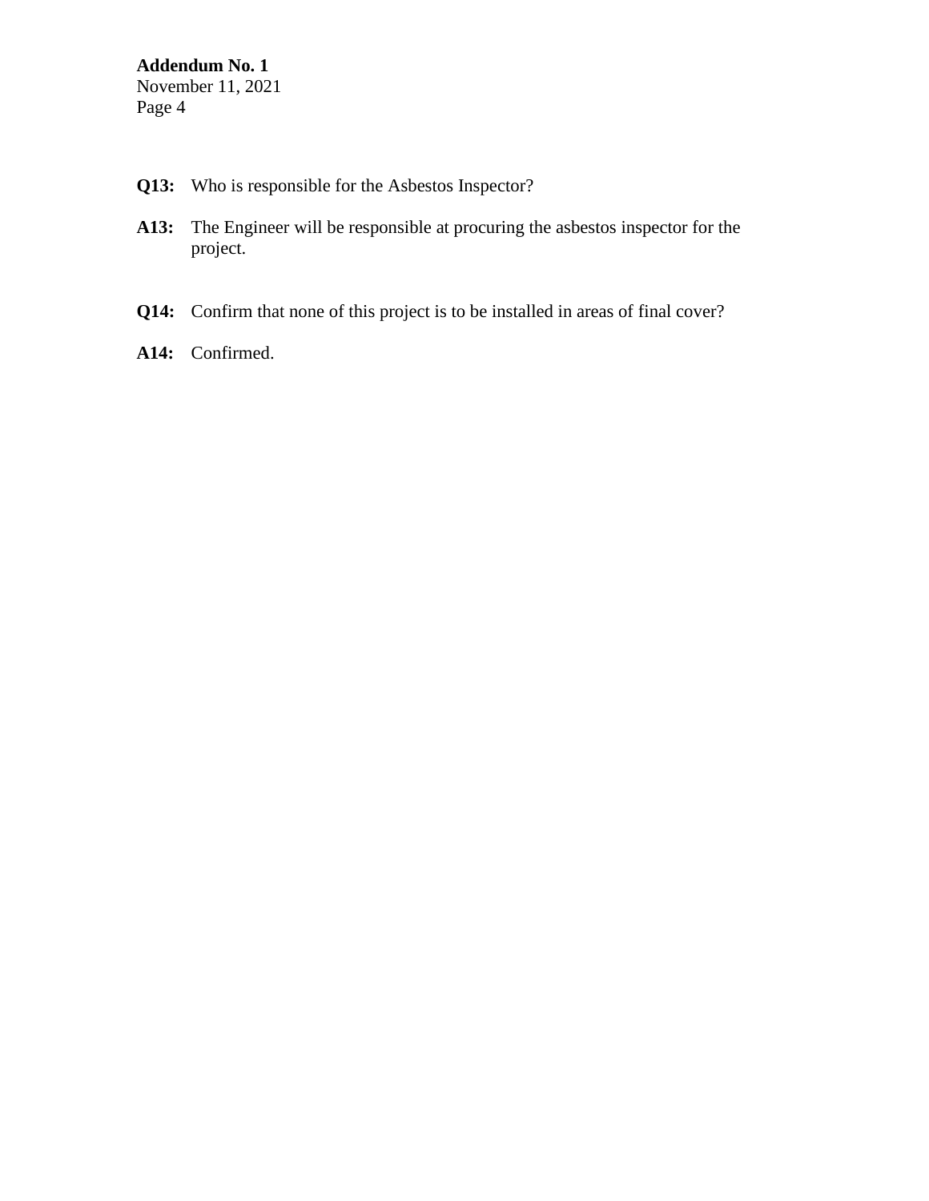**Q13:** Who is responsible for the Asbestos Inspector?

**A13:** The Engineer will be responsible at procuring the asbestos inspector for the project.

**Q14:** Confirm that none of this project is to be installed in areas of final cover?

**A14:** Confirmed.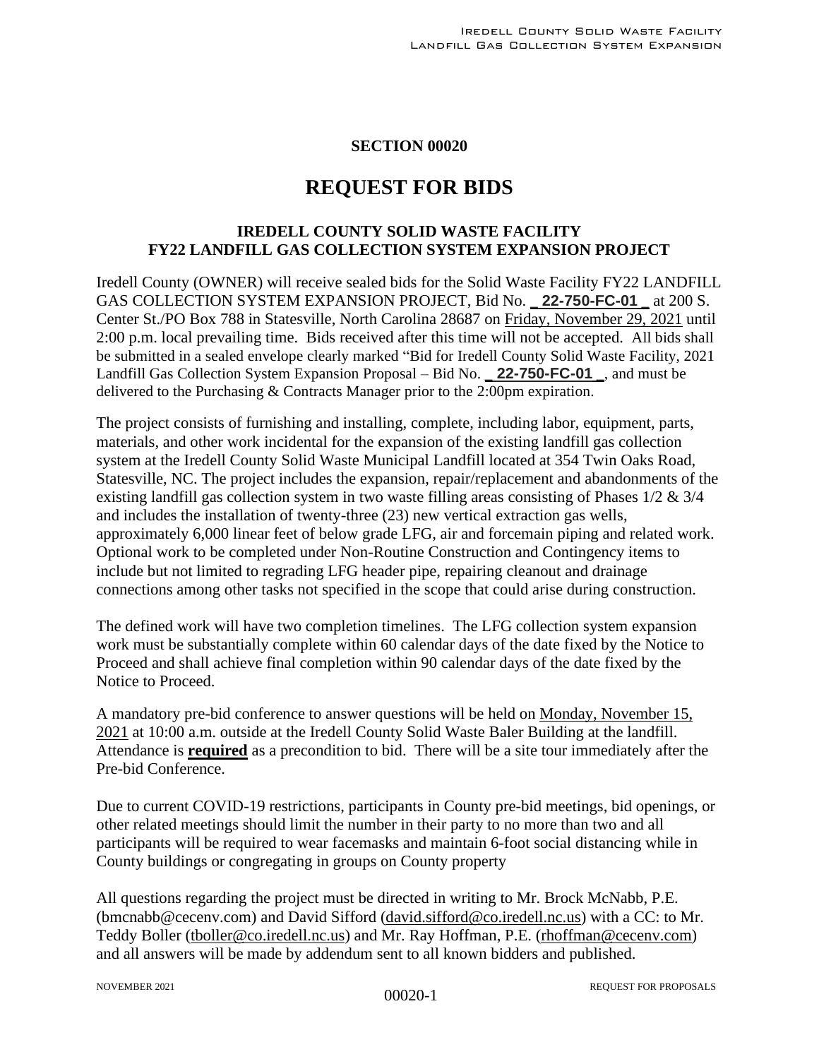# SECTION 00020

# REQUEST FOR BIDS

### IREDELL COUNTY SOLID WASTE FACILITY
### FY22 LANDFILL GAS COLLECTION SYSTEM EXPANSION PROJECT

Iredell County (OWNER) will receive sealed bids for the Solid Waste Facility FY22 LANDFILL GAS COLLECTION SYSTEM EXPANSION PROJECT, Bid No. **_22-750-FC-01_** at 200 S. Center St./PO Box 788 in Statesville, North Carolina 28687 on Friday, November 29, 2021 until 2:00 p.m. local prevailing time. Bids received after this time will not be accepted. All bids shall be submitted in a sealed envelope clearly marked "Bid for Iredell County Solid Waste Facility, 2021 Landfill Gas Collection System Expansion Proposal – Bid No. **_22-750-FC-01_**, and must be delivered to the Purchasing & Contracts Manager prior to the 2:00pm expiration.

The project consists of furnishing and installing, complete, including labor, equipment, parts, materials, and other work incidental for the expansion of the existing landfill gas collection system at the Iredell County Solid Waste Municipal Landfill located at 354 Twin Oaks Road, Statesville, NC. The project includes the expansion, repair/replacement and abandonments of the existing landfill gas collection system in two waste filling areas consisting of Phases 1/2 & 3/4 and includes the installation of twenty-three (23) new vertical extraction gas wells, approximately 6,000 linear feet of below grade LFG, air and forcemain piping and related work. Optional work to be completed under Non-Routine Construction and Contingency items to include but not limited to regrading LFG header pipe, repairing cleanout and drainage connections among other tasks not specified in the scope that could arise during construction.

The defined work will have two completion timelines. The LFG collection system expansion work must be substantially complete within 60 calendar days of the date fixed by the Notice to Proceed and shall achieve final completion within 90 calendar days of the date fixed by the Notice to Proceed.

A mandatory pre-bid conference to answer questions will be held on Monday, November 15, 2021 at 10:00 a.m. outside at the Iredell County Solid Waste Baler Building at the landfill. Attendance is **required** as a precondition to bid. There will be a site tour immediately after the Pre-bid Conference.

Due to current COVID-19 restrictions, participants in County pre-bid meetings, bid openings, or other related meetings should limit the number in their party to no more than two and all participants will be required to wear facemasks and maintain 6-foot social distancing while in County buildings or congregating in groups on County property

All questions regarding the project must be directed in writing to Mr. Brock McNabb, P.E. (bmcnabb@cecenv.com) and David Sifford (david.sifford@co.iredell.nc.us) with a CC: to Mr. Teddy Boller (tboller@co.iredell.nc.us) and Mr. Ray Hoffman, P.E. (rhoffman@cecenv.com) and all answers will be made by addendum sent to all known bidders and published.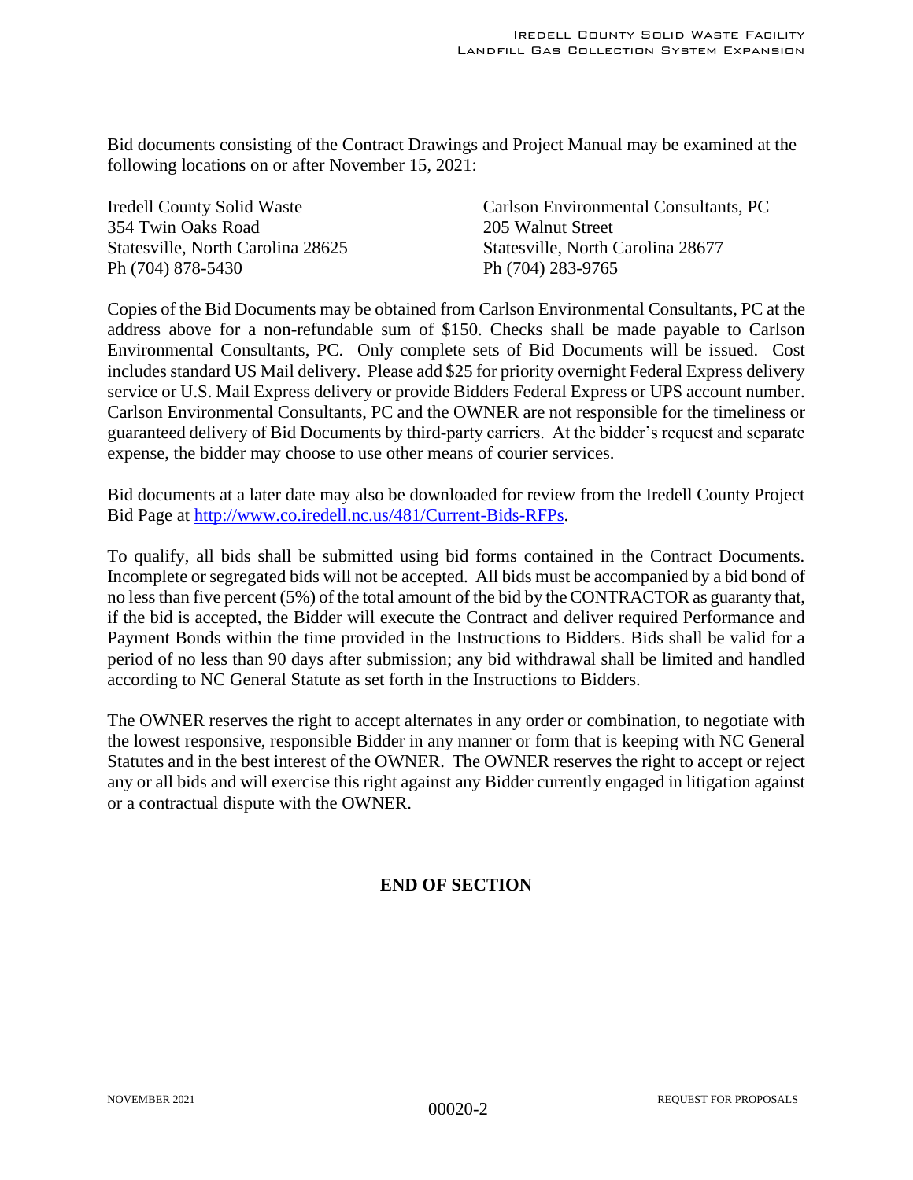Bid documents consisting of the Contract Drawings and Project Manual may be examined at the following locations on or after November 15, 2021:

Iredell County Solid Waste
354 Twin Oaks Road
Statesville, North Carolina 28625
Ph (704) 878-5430

Carlson Environmental Consultants, PC
205 Walnut Street
Statesville, North Carolina 28677
Ph (704) 283-9765

Copies of the Bid Documents may be obtained from Carlson Environmental Consultants, PC at the address above for a non-refundable sum of $150. Checks shall be made payable to Carlson Environmental Consultants, PC. Only complete sets of Bid Documents will be issued. Cost includes standard US Mail delivery. Please add $25 for priority overnight Federal Express delivery service or U.S. Mail Express delivery or provide Bidders Federal Express or UPS account number. Carlson Environmental Consultants, PC and the OWNER are not responsible for the timeliness or guaranteed delivery of Bid Documents by third-party carriers. At the bidder's request and separate expense, the bidder may choose to use other means of courier services.

Bid documents at a later date may also be downloaded for review from the Iredell County Project Bid Page at [http://www.co.iredell.nc.us/481/Current-Bids-RFPs](http://www.co.iredell.nc.us/481/Current-Bids-RFPs).

To qualify, all bids shall be submitted using bid forms contained in the Contract Documents. Incomplete or segregated bids will not be accepted. All bids must be accompanied by a bid bond of no less than five percent (5%) of the total amount of the bid by the CONTRACTOR as guaranty that, if the bid is accepted, the Bidder will execute the Contract and deliver required Performance and Payment Bonds within the time provided in the Instructions to Bidders. Bids shall be valid for a period of no less than 90 days after submission; any bid withdrawal shall be limited and handled according to NC General Statute as set forth in the Instructions to Bidders.

The OWNER reserves the right to accept alternates in any order or combination, to negotiate with the lowest responsive, responsible Bidder in any manner or form that is keeping with NC General Statutes and in the best interest of the OWNER. The OWNER reserves the right to accept or reject any or all bids and will exercise this right against any Bidder currently engaged in litigation against or a contractual dispute with the OWNER.

**END OF SECTION**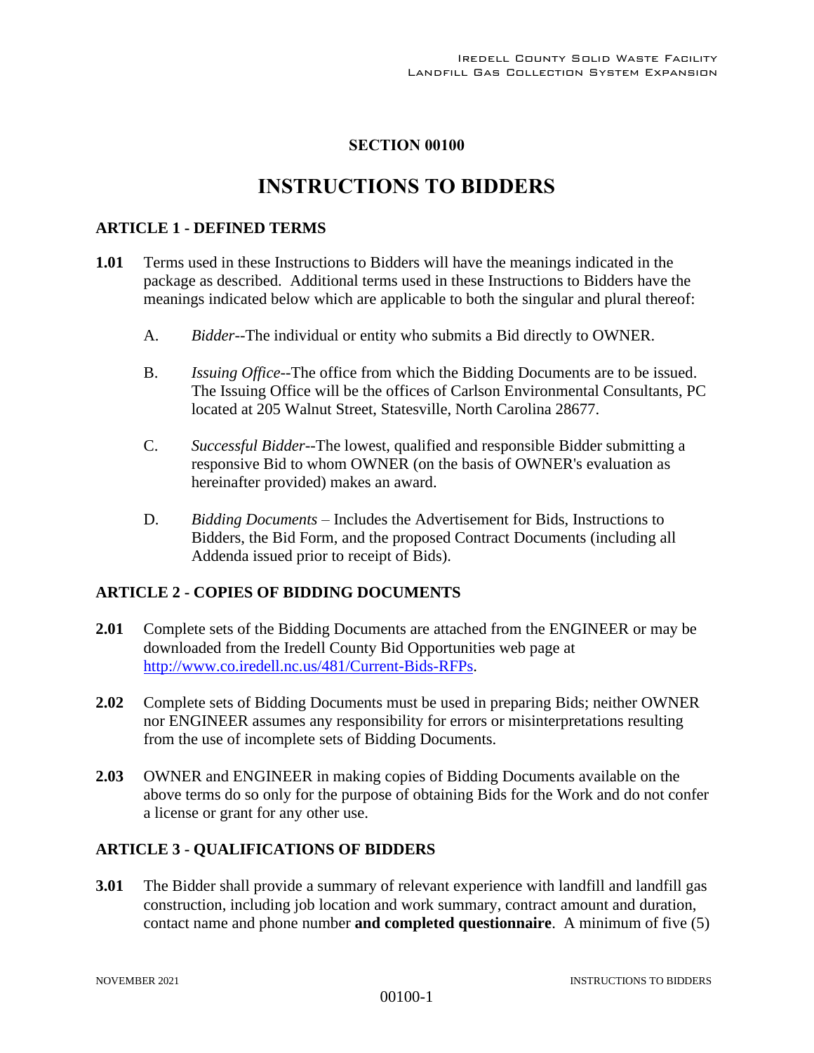## SECTION 00100

# INSTRUCTIONS TO BIDDERS

### ARTICLE 1 - DEFINED TERMS

**1.01** Terms used in these Instructions to Bidders will have the meanings indicated in the package as described. Additional terms used in these Instructions to Bidders have the meanings indicated below which are applicable to both the singular and plural thereof:

A. *Bidder*--The individual or entity who submits a Bid directly to OWNER.

B. *Issuing Office*--The office from which the Bidding Documents are to be issued. The Issuing Office will be the offices of Carlson Environmental Consultants, PC located at 205 Walnut Street, Statesville, North Carolina 28677.

C. *Successful Bidder*--The lowest, qualified and responsible Bidder submitting a responsive Bid to whom OWNER (on the basis of OWNER's evaluation as hereinafter provided) makes an award.

D. *Bidding Documents* – Includes the Advertisement for Bids, Instructions to Bidders, the Bid Form, and the proposed Contract Documents (including all Addenda issued prior to receipt of Bids).

### ARTICLE 2 - COPIES OF BIDDING DOCUMENTS

**2.01** Complete sets of the Bidding Documents are attached from the ENGINEER or may be downloaded from the Iredell County Bid Opportunities web page at [http://www.co.iredell.nc.us/481/Current-Bids-RFPs](http://www.co.iredell.nc.us/481/Current-Bids-RFPs).

**2.02** Complete sets of Bidding Documents must be used in preparing Bids; neither OWNER nor ENGINEER assumes any responsibility for errors or misinterpretations resulting from the use of incomplete sets of Bidding Documents.

**2.03** OWNER and ENGINEER in making copies of Bidding Documents available on the above terms do so only for the purpose of obtaining Bids for the Work and do not confer a license or grant for any other use.

### ARTICLE 3 - QUALIFICATIONS OF BIDDERS

**3.01** The Bidder shall provide a summary of relevant experience with landfill and landfill gas construction, including job location and work summary, contract amount and duration, contact name and phone number **and completed questionnaire**. A minimum of five (5)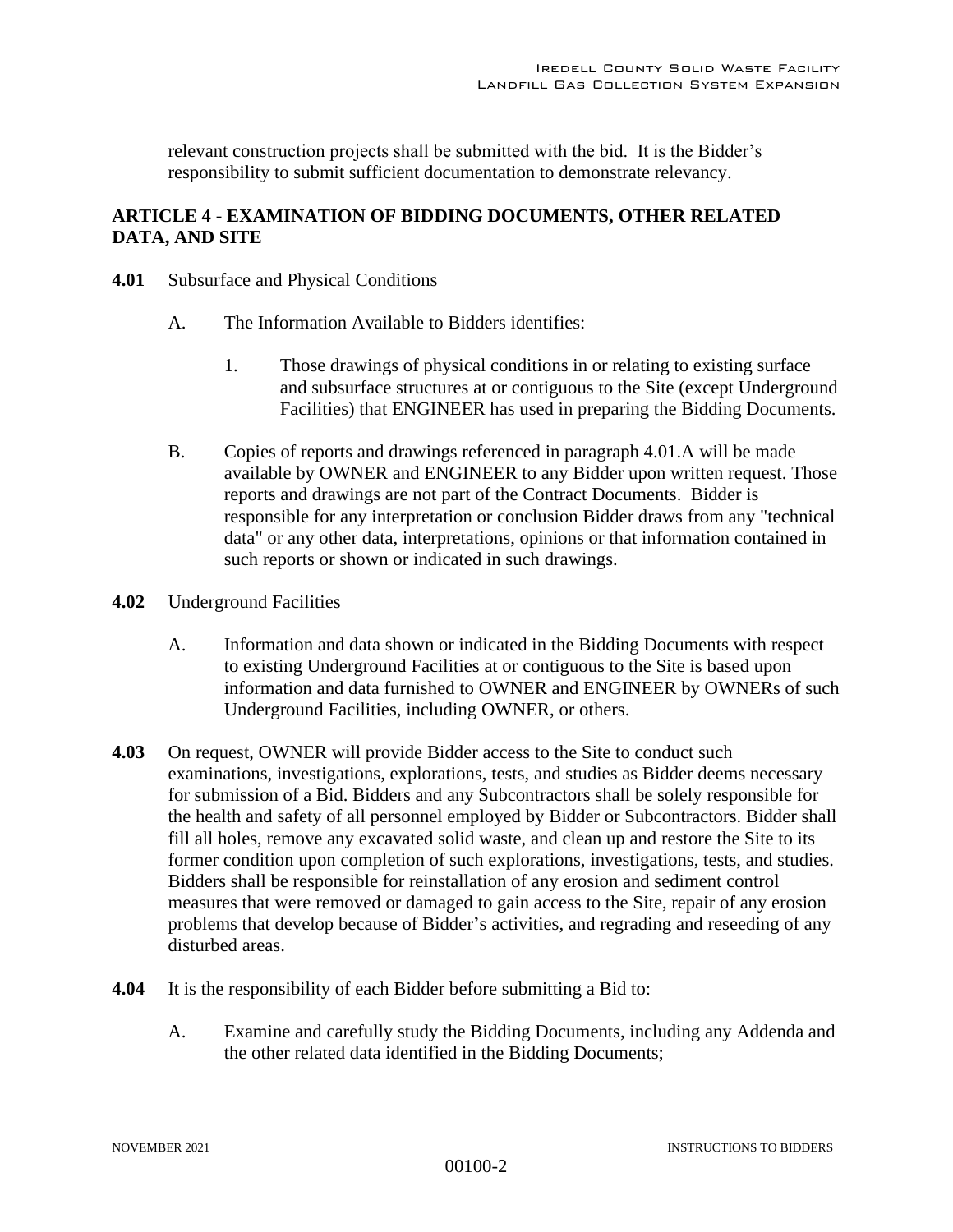relevant construction projects shall be submitted with the bid. It is the Bidder's responsibility to submit sufficient documentation to demonstrate relevancy.

## ARTICLE 4 - EXAMINATION OF BIDDING DOCUMENTS, OTHER RELATED DATA, AND SITE

**4.01** Subsurface and Physical Conditions

A. The Information Available to Bidders identifies:

1. Those drawings of physical conditions in or relating to existing surface and subsurface structures at or contiguous to the Site (except Underground Facilities) that ENGINEER has used in preparing the Bidding Documents.

B. Copies of reports and drawings referenced in paragraph 4.01.A will be made available by OWNER and ENGINEER to any Bidder upon written request. Those reports and drawings are not part of the Contract Documents. Bidder is responsible for any interpretation or conclusion Bidder draws from any "technical data" or any other data, interpretations, opinions or that information contained in such reports or shown or indicated in such drawings.

**4.02** Underground Facilities

A. Information and data shown or indicated in the Bidding Documents with respect to existing Underground Facilities at or contiguous to the Site is based upon information and data furnished to OWNER and ENGINEER by OWNERs of such Underground Facilities, including OWNER, or others.

**4.03** On request, OWNER will provide Bidder access to the Site to conduct such examinations, investigations, explorations, tests, and studies as Bidder deems necessary for submission of a Bid. Bidders and any Subcontractors shall be solely responsible for the health and safety of all personnel employed by Bidder or Subcontractors. Bidder shall fill all holes, remove any excavated solid waste, and clean up and restore the Site to its former condition upon completion of such explorations, investigations, tests, and studies. Bidders shall be responsible for reinstallation of any erosion and sediment control measures that were removed or damaged to gain access to the Site, repair of any erosion problems that develop because of Bidder's activities, and regrading and reseeding of any disturbed areas.

**4.04** It is the responsibility of each Bidder before submitting a Bid to:

A. Examine and carefully study the Bidding Documents, including any Addenda and the other related data identified in the Bidding Documents;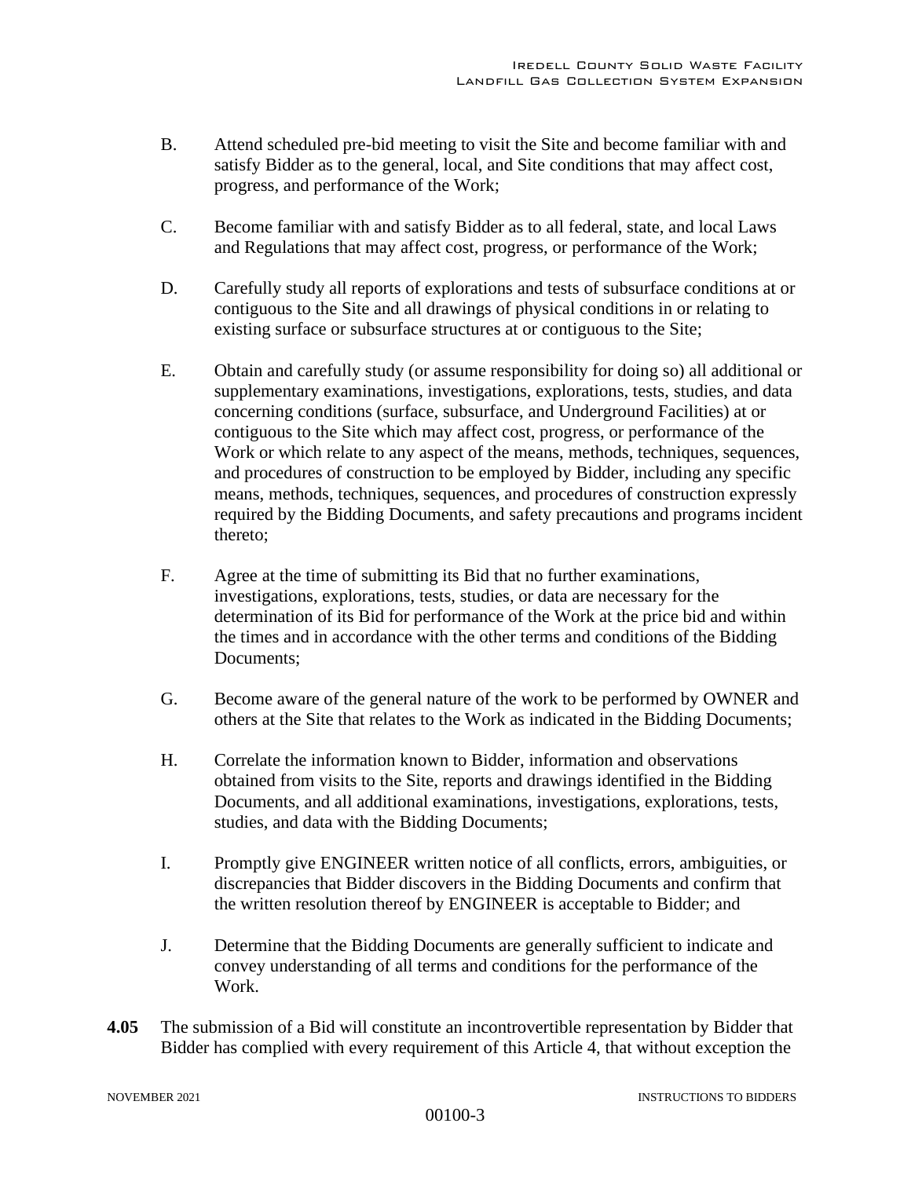B. Attend scheduled pre-bid meeting to visit the Site and become familiar with and satisfy Bidder as to the general, local, and Site conditions that may affect cost, progress, and performance of the Work;

C. Become familiar with and satisfy Bidder as to all federal, state, and local Laws and Regulations that may affect cost, progress, or performance of the Work;

D. Carefully study all reports of explorations and tests of subsurface conditions at or contiguous to the Site and all drawings of physical conditions in or relating to existing surface or subsurface structures at or contiguous to the Site;

E. Obtain and carefully study (or assume responsibility for doing so) all additional or supplementary examinations, investigations, explorations, tests, studies, and data concerning conditions (surface, subsurface, and Underground Facilities) at or contiguous to the Site which may affect cost, progress, or performance of the Work or which relate to any aspect of the means, methods, techniques, sequences, and procedures of construction to be employed by Bidder, including any specific means, methods, techniques, sequences, and procedures of construction expressly required by the Bidding Documents, and safety precautions and programs incident thereto;

F. Agree at the time of submitting its Bid that no further examinations, investigations, explorations, tests, studies, or data are necessary for the determination of its Bid for performance of the Work at the price bid and within the times and in accordance with the other terms and conditions of the Bidding Documents;

G. Become aware of the general nature of the work to be performed by OWNER and others at the Site that relates to the Work as indicated in the Bidding Documents;

H. Correlate the information known to Bidder, information and observations obtained from visits to the Site, reports and drawings identified in the Bidding Documents, and all additional examinations, investigations, explorations, tests, studies, and data with the Bidding Documents;

I. Promptly give ENGINEER written notice of all conflicts, errors, ambiguities, or discrepancies that Bidder discovers in the Bidding Documents and confirm that the written resolution thereof by ENGINEER is acceptable to Bidder; and

J. Determine that the Bidding Documents are generally sufficient to indicate and convey understanding of all terms and conditions for the performance of the Work.

**4.05** The submission of a Bid will constitute an incontrovertible representation by Bidder that Bidder has complied with every requirement of this Article 4, that without exception the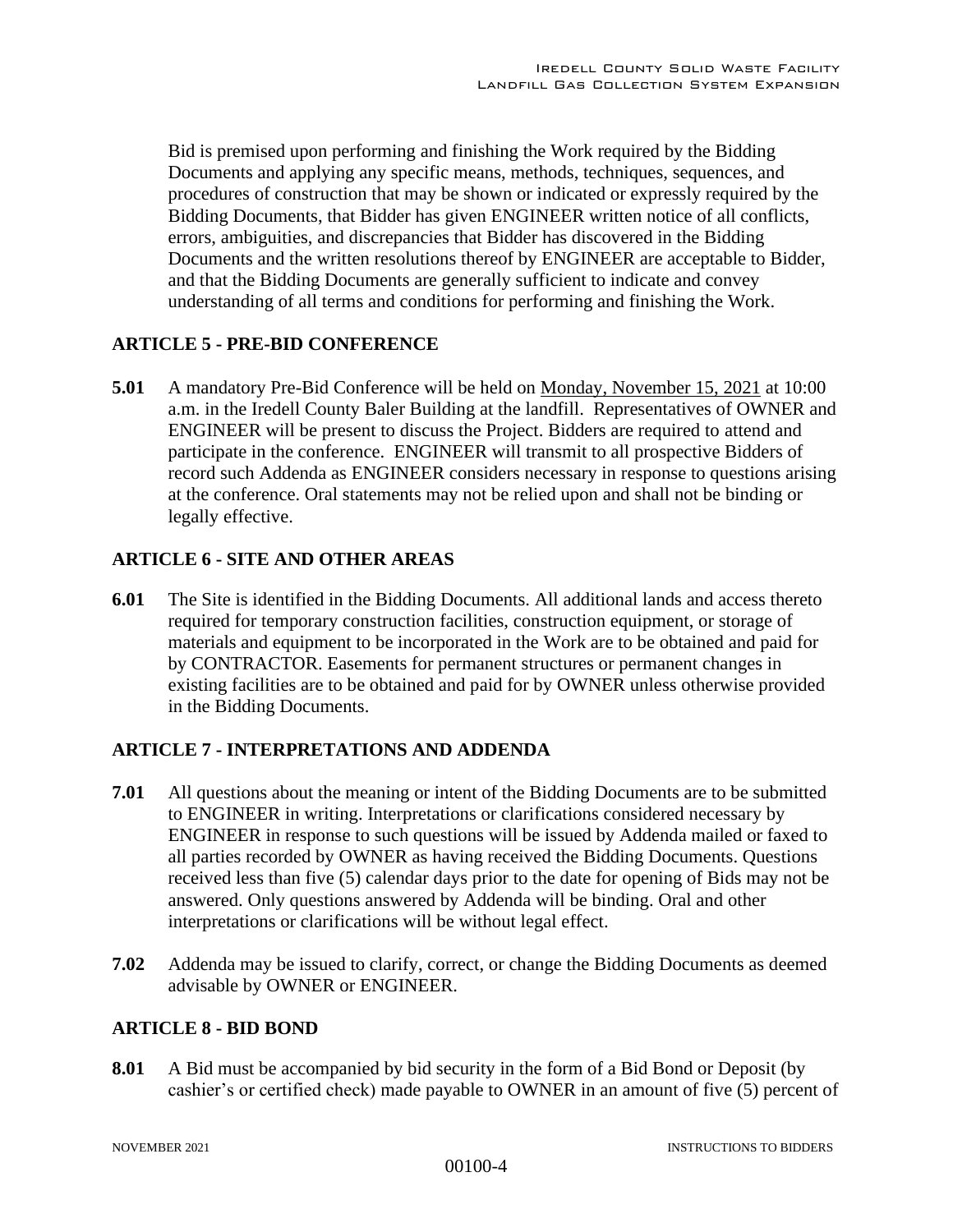Bid is premised upon performing and finishing the Work required by the Bidding Documents and applying any specific means, methods, techniques, sequences, and procedures of construction that may be shown or indicated or expressly required by the Bidding Documents, that Bidder has given ENGINEER written notice of all conflicts, errors, ambiguities, and discrepancies that Bidder has discovered in the Bidding Documents and the written resolutions thereof by ENGINEER are acceptable to Bidder, and that the Bidding Documents are generally sufficient to indicate and convey understanding of all terms and conditions for performing and finishing the Work.

## ARTICLE 5 - PRE-BID CONFERENCE

**5.01** A mandatory Pre-Bid Conference will be held on Monday, November 15, 2021 at 10:00 a.m. in the Iredell County Baler Building at the landfill. Representatives of OWNER and ENGINEER will be present to discuss the Project. Bidders are required to attend and participate in the conference. ENGINEER will transmit to all prospective Bidders of record such Addenda as ENGINEER considers necessary in response to questions arising at the conference. Oral statements may not be relied upon and shall not be binding or legally effective.

## ARTICLE 6 - SITE AND OTHER AREAS

**6.01** The Site is identified in the Bidding Documents. All additional lands and access thereto required for temporary construction facilities, construction equipment, or storage of materials and equipment to be incorporated in the Work are to be obtained and paid for by CONTRACTOR. Easements for permanent structures or permanent changes in existing facilities are to be obtained and paid for by OWNER unless otherwise provided in the Bidding Documents.

## ARTICLE 7 - INTERPRETATIONS AND ADDENDA

**7.01** All questions about the meaning or intent of the Bidding Documents are to be submitted to ENGINEER in writing. Interpretations or clarifications considered necessary by ENGINEER in response to such questions will be issued by Addenda mailed or faxed to all parties recorded by OWNER as having received the Bidding Documents. Questions received less than five (5) calendar days prior to the date for opening of Bids may not be answered. Only questions answered by Addenda will be binding. Oral and other interpretations or clarifications will be without legal effect.

**7.02** Addenda may be issued to clarify, correct, or change the Bidding Documents as deemed advisable by OWNER or ENGINEER.

## ARTICLE 8 - BID BOND

**8.01** A Bid must be accompanied by bid security in the form of a Bid Bond or Deposit (by cashier's or certified check) made payable to OWNER in an amount of five (5) percent of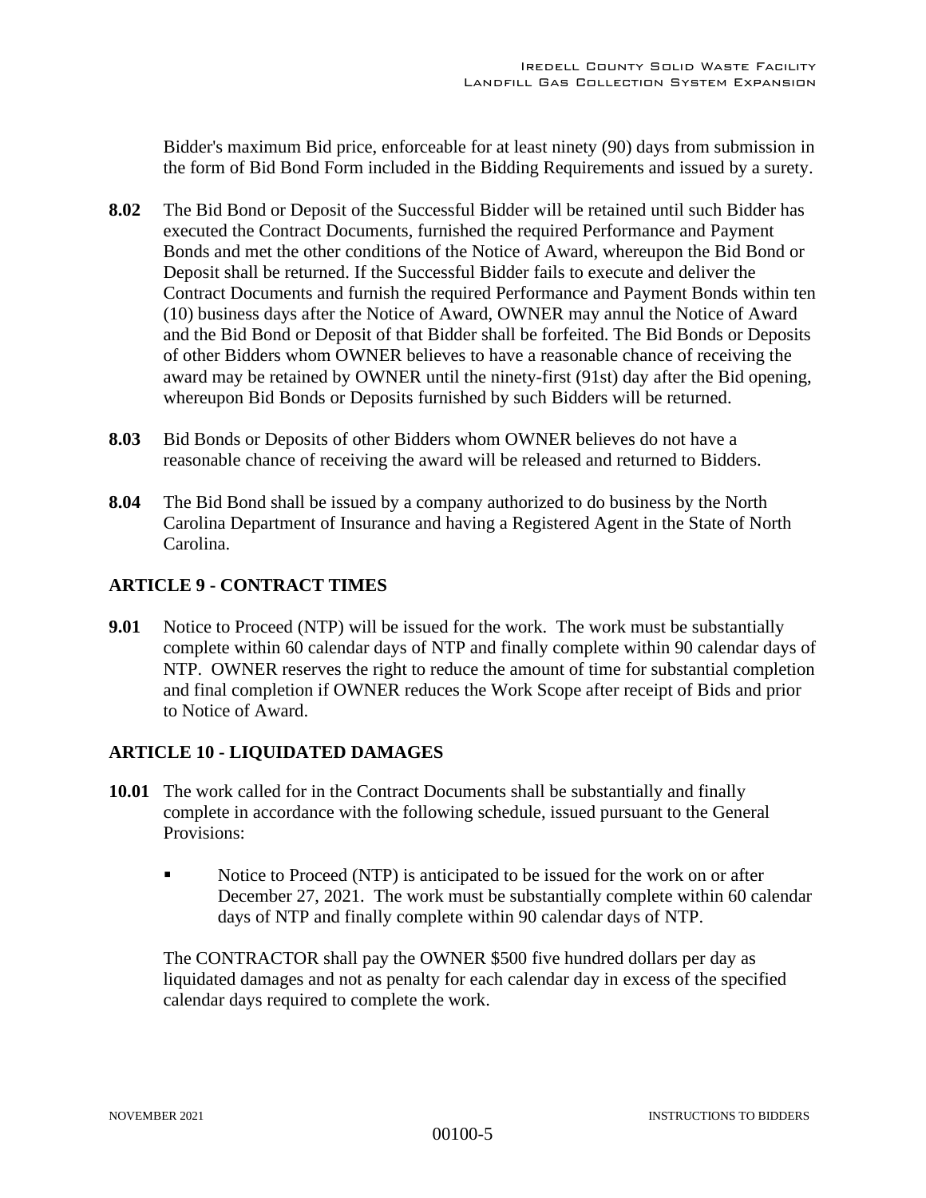Bidder's maximum Bid price, enforceable for at least ninety (90) days from submission in the form of Bid Bond Form included in the Bidding Requirements and issued by a surety.

**8.02** The Bid Bond or Deposit of the Successful Bidder will be retained until such Bidder has executed the Contract Documents, furnished the required Performance and Payment Bonds and met the other conditions of the Notice of Award, whereupon the Bid Bond or Deposit shall be returned. If the Successful Bidder fails to execute and deliver the Contract Documents and furnish the required Performance and Payment Bonds within ten (10) business days after the Notice of Award, OWNER may annul the Notice of Award and the Bid Bond or Deposit of that Bidder shall be forfeited. The Bid Bonds or Deposits of other Bidders whom OWNER believes to have a reasonable chance of receiving the award may be retained by OWNER until the ninety-first (91st) day after the Bid opening, whereupon Bid Bonds or Deposits furnished by such Bidders will be returned.

**8.03** Bid Bonds or Deposits of other Bidders whom OWNER believes do not have a reasonable chance of receiving the award will be released and returned to Bidders.

**8.04** The Bid Bond shall be issued by a company authorized to do business by the North Carolina Department of Insurance and having a Registered Agent in the State of North Carolina.

## ARTICLE 9 - CONTRACT TIMES

**9.01** Notice to Proceed (NTP) will be issued for the work. The work must be substantially complete within 60 calendar days of NTP and finally complete within 90 calendar days of NTP. OWNER reserves the right to reduce the amount of time for substantial completion and final completion if OWNER reduces the Work Scope after receipt of Bids and prior to Notice of Award.

## ARTICLE 10 - LIQUIDATED DAMAGES

**10.01** The work called for in the Contract Documents shall be substantially and finally complete in accordance with the following schedule, issued pursuant to the General Provisions:

- Notice to Proceed (NTP) is anticipated to be issued for the work on or after December 27, 2021. The work must be substantially complete within 60 calendar days of NTP and finally complete within 90 calendar days of NTP.

The CONTRACTOR shall pay the OWNER $500 five hundred dollars per day as liquidated damages and not as penalty for each calendar day in excess of the specified calendar days required to complete the work.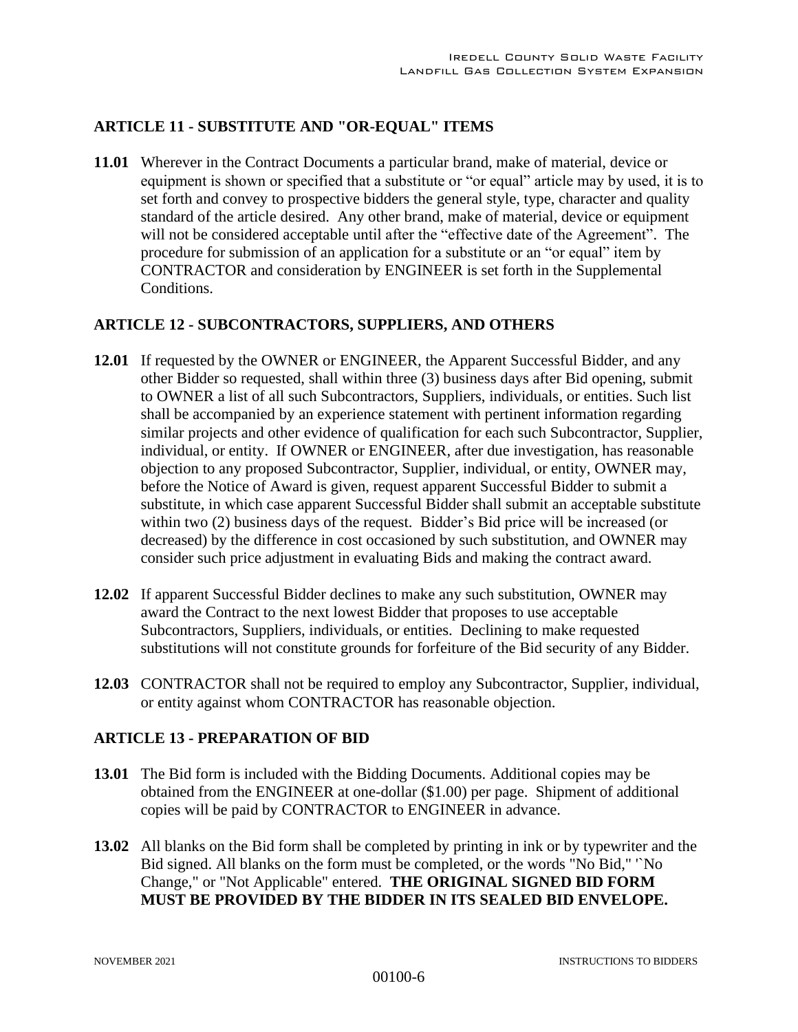## ARTICLE 11 - SUBSTITUTE AND "OR-EQUAL" ITEMS

**11.01** Wherever in the Contract Documents a particular brand, make of material, device or equipment is shown or specified that a substitute or "or equal" article may by used, it is to set forth and convey to prospective bidders the general style, type, character and quality standard of the article desired. Any other brand, make of material, device or equipment will not be considered acceptable until after the "effective date of the Agreement". The procedure for submission of an application for a substitute or an "or equal" item by CONTRACTOR and consideration by ENGINEER is set forth in the Supplemental Conditions.

## ARTICLE 12 - SUBCONTRACTORS, SUPPLIERS, AND OTHERS

**12.01** If requested by the OWNER or ENGINEER, the Apparent Successful Bidder, and any other Bidder so requested, shall within three (3) business days after Bid opening, submit to OWNER a list of all such Subcontractors, Suppliers, individuals, or entities. Such list shall be accompanied by an experience statement with pertinent information regarding similar projects and other evidence of qualification for each such Subcontractor, Supplier, individual, or entity. If OWNER or ENGINEER, after due investigation, has reasonable objection to any proposed Subcontractor, Supplier, individual, or entity, OWNER may, before the Notice of Award is given, request apparent Successful Bidder to submit a substitute, in which case apparent Successful Bidder shall submit an acceptable substitute within two (2) business days of the request. Bidder's Bid price will be increased (or decreased) by the difference in cost occasioned by such substitution, and OWNER may consider such price adjustment in evaluating Bids and making the contract award.

**12.02** If apparent Successful Bidder declines to make any such substitution, OWNER may award the Contract to the next lowest Bidder that proposes to use acceptable Subcontractors, Suppliers, individuals, or entities. Declining to make requested substitutions will not constitute grounds for forfeiture of the Bid security of any Bidder.

**12.03** CONTRACTOR shall not be required to employ any Subcontractor, Supplier, individual, or entity against whom CONTRACTOR has reasonable objection.

## ARTICLE 13 - PREPARATION OF BID

**13.01** The Bid form is included with the Bidding Documents. Additional copies may be obtained from the ENGINEER at one-dollar ($1.00) per page. Shipment of additional copies will be paid by CONTRACTOR to ENGINEER in advance.

**13.02** All blanks on the Bid form shall be completed by printing in ink or by typewriter and the Bid signed. All blanks on the form must be completed, or the words "No Bid," '`No Change," or "Not Applicable" entered. **THE ORIGINAL SIGNED BID FORM MUST BE PROVIDED BY THE BIDDER IN ITS SEALED BID ENVELOPE.**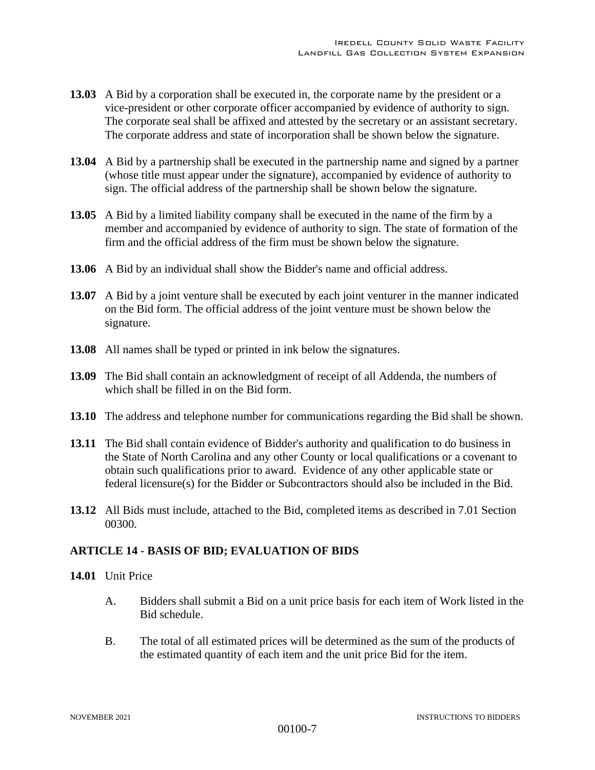**13.03** A Bid by a corporation shall be executed in, the corporate name by the president or a vice-president or other corporate officer accompanied by evidence of authority to sign. The corporate seal shall be affixed and attested by the secretary or an assistant secretary. The corporate address and state of incorporation shall be shown below the signature.

**13.04** A Bid by a partnership shall be executed in the partnership name and signed by a partner (whose title must appear under the signature), accompanied by evidence of authority to sign. The official address of the partnership shall be shown below the signature.

**13.05** A Bid by a limited liability company shall be executed in the name of the firm by a member and accompanied by evidence of authority to sign. The state of formation of the firm and the official address of the firm must be shown below the signature.

**13.06** A Bid by an individual shall show the Bidder's name and official address.

**13.07** A Bid by a joint venture shall be executed by each joint venturer in the manner indicated on the Bid form. The official address of the joint venture must be shown below the signature.

**13.08** All names shall be typed or printed in ink below the signatures.

**13.09** The Bid shall contain an acknowledgment of receipt of all Addenda, the numbers of which shall be filled in on the Bid form.

**13.10** The address and telephone number for communications regarding the Bid shall be shown.

**13.11** The Bid shall contain evidence of Bidder's authority and qualification to do business in the State of North Carolina and any other County or local qualifications or a covenant to obtain such qualifications prior to award. Evidence of any other applicable state or federal licensure(s) for the Bidder or Subcontractors should also be included in the Bid.

**13.12** All Bids must include, attached to the Bid, completed items as described in 7.01 Section 00300.

## ARTICLE 14 - BASIS OF BID; EVALUATION OF BIDS

**14.01** Unit Price

A. Bidders shall submit a Bid on a unit price basis for each item of Work listed in the Bid schedule.

B. The total of all estimated prices will be determined as the sum of the products of the estimated quantity of each item and the unit price Bid for the item.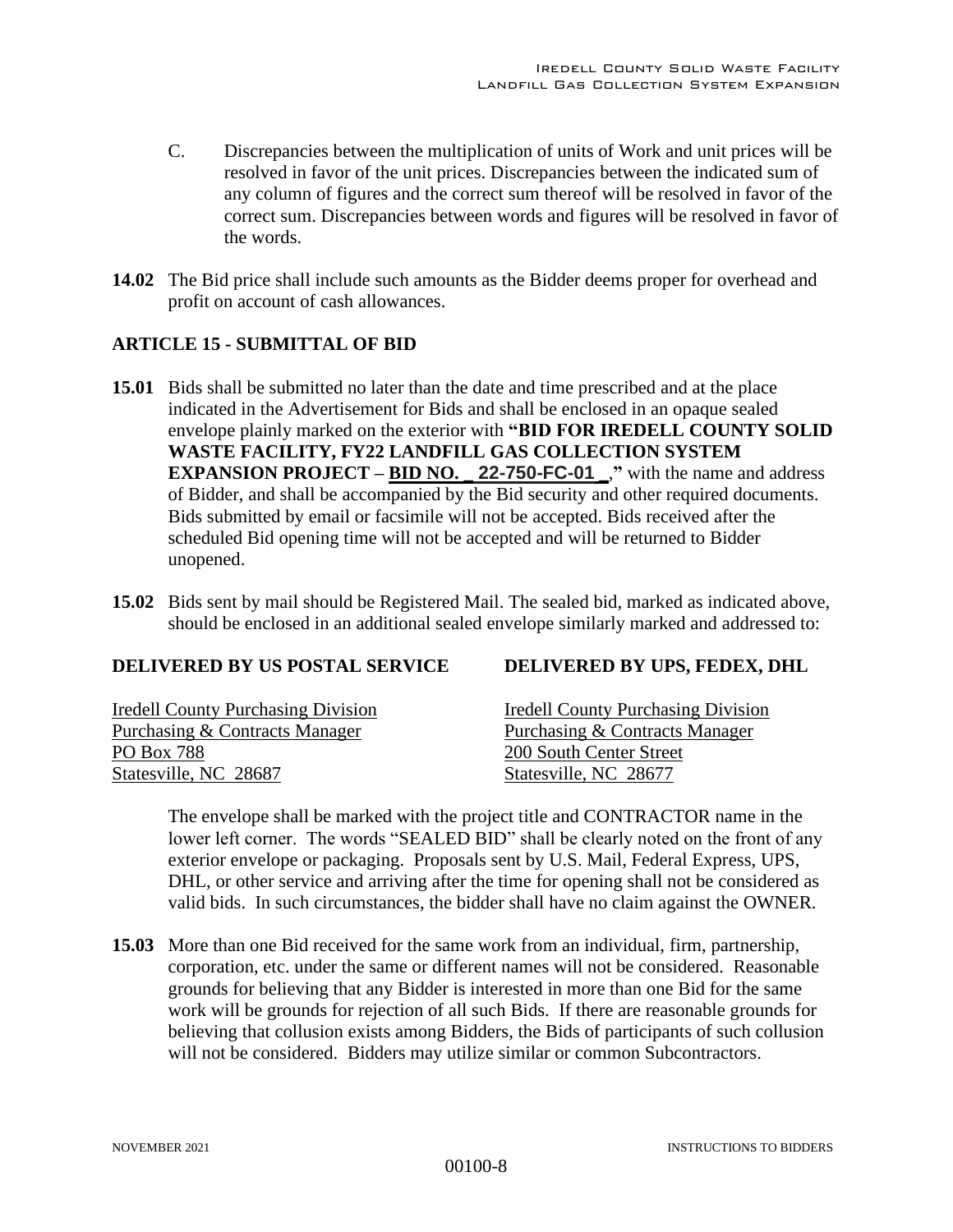C. Discrepancies between the multiplication of units of Work and unit prices will be resolved in favor of the unit prices. Discrepancies between the indicated sum of any column of figures and the correct sum thereof will be resolved in favor of the correct sum. Discrepancies between words and figures will be resolved in favor of the words.

**14.02** The Bid price shall include such amounts as the Bidder deems proper for overhead and profit on account of cash allowances.

## ARTICLE 15 - SUBMITTAL OF BID

**15.01** Bids shall be submitted no later than the date and time prescribed and at the place indicated in the Advertisement for Bids and shall be enclosed in an opaque sealed envelope plainly marked on the exterior with **"BID FOR IREDELL COUNTY SOLID WASTE FACILITY, FY22 LANDFILL GAS COLLECTION SYSTEM EXPANSION PROJECT – BID NO. _22-750-FC-01_,"** with the name and address of Bidder, and shall be accompanied by the Bid security and other required documents. Bids submitted by email or facsimile will not be accepted. Bids received after the scheduled Bid opening time will not be accepted and will be returned to Bidder unopened.

**15.02** Bids sent by mail should be Registered Mail. The sealed bid, marked as indicated above, should be enclosed in an additional sealed envelope similarly marked and addressed to:

| **DELIVERED BY US POSTAL SERVICE** | **DELIVERED BY UPS, FEDEX, DHL** |
|---|---|
| Iredell County Purchasing Division | Iredell County Purchasing Division |
| Purchasing & Contracts Manager | Purchasing & Contracts Manager |
| PO Box 788 | 200 South Center Street |
| Statesville, NC 28687 | Statesville, NC 28677 |

The envelope shall be marked with the project title and CONTRACTOR name in the lower left corner. The words "SEALED BID" shall be clearly noted on the front of any exterior envelope or packaging. Proposals sent by U.S. Mail, Federal Express, UPS, DHL, or other service and arriving after the time for opening shall not be considered as valid bids. In such circumstances, the bidder shall have no claim against the OWNER.

**15.03** More than one Bid received for the same work from an individual, firm, partnership, corporation, etc. under the same or different names will not be considered. Reasonable grounds for believing that any Bidder is interested in more than one Bid for the same work will be grounds for rejection of all such Bids. If there are reasonable grounds for believing that collusion exists among Bidders, the Bids of participants of such collusion will not be considered. Bidders may utilize similar or common Subcontractors.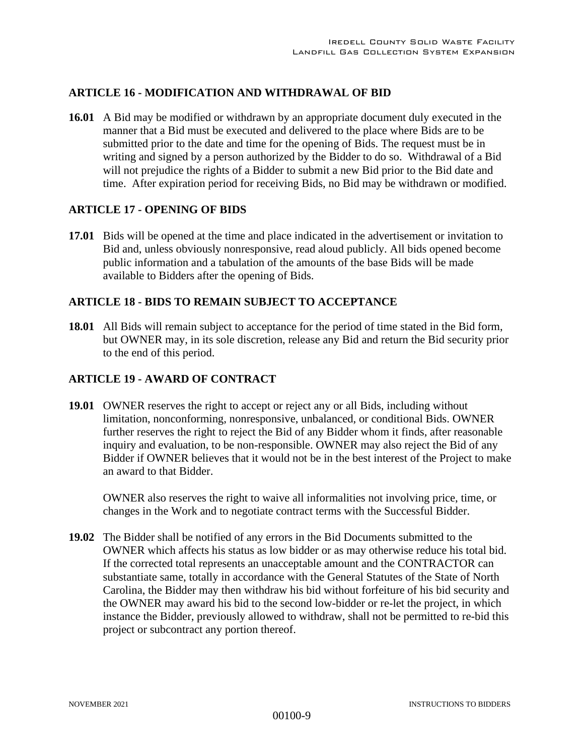## ARTICLE 16 - MODIFICATION AND WITHDRAWAL OF BID

**16.01** A Bid may be modified or withdrawn by an appropriate document duly executed in the manner that a Bid must be executed and delivered to the place where Bids are to be submitted prior to the date and time for the opening of Bids. The request must be in writing and signed by a person authorized by the Bidder to do so. Withdrawal of a Bid will not prejudice the rights of a Bidder to submit a new Bid prior to the Bid date and time. After expiration period for receiving Bids, no Bid may be withdrawn or modified.

## ARTICLE 17 - OPENING OF BIDS

**17.01** Bids will be opened at the time and place indicated in the advertisement or invitation to Bid and, unless obviously nonresponsive, read aloud publicly. All bids opened become public information and a tabulation of the amounts of the base Bids will be made available to Bidders after the opening of Bids.

## ARTICLE 18 - BIDS TO REMAIN SUBJECT TO ACCEPTANCE

**18.01** All Bids will remain subject to acceptance for the period of time stated in the Bid form, but OWNER may, in its sole discretion, release any Bid and return the Bid security prior to the end of this period.

## ARTICLE 19 - AWARD OF CONTRACT

**19.01** OWNER reserves the right to accept or reject any or all Bids, including without limitation, nonconforming, nonresponsive, unbalanced, or conditional Bids. OWNER further reserves the right to reject the Bid of any Bidder whom it finds, after reasonable inquiry and evaluation, to be non-responsible. OWNER may also reject the Bid of any Bidder if OWNER believes that it would not be in the best interest of the Project to make an award to that Bidder.

OWNER also reserves the right to waive all informalities not involving price, time, or changes in the Work and to negotiate contract terms with the Successful Bidder.

**19.02** The Bidder shall be notified of any errors in the Bid Documents submitted to the OWNER which affects his status as low bidder or as may otherwise reduce his total bid. If the corrected total represents an unacceptable amount and the CONTRACTOR can substantiate same, totally in accordance with the General Statutes of the State of North Carolina, the Bidder may then withdraw his bid without forfeiture of his bid security and the OWNER may award his bid to the second low-bidder or re-let the project, in which instance the Bidder, previously allowed to withdraw, shall not be permitted to re-bid this project or subcontract any portion thereof.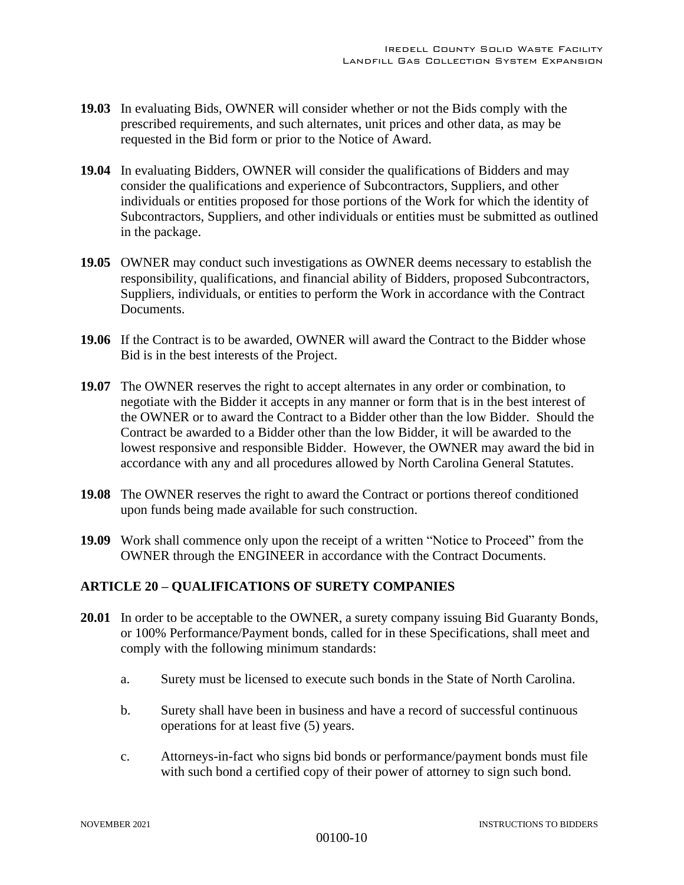**19.03** In evaluating Bids, OWNER will consider whether or not the Bids comply with the prescribed requirements, and such alternates, unit prices and other data, as may be requested in the Bid form or prior to the Notice of Award.

**19.04** In evaluating Bidders, OWNER will consider the qualifications of Bidders and may consider the qualifications and experience of Subcontractors, Suppliers, and other individuals or entities proposed for those portions of the Work for which the identity of Subcontractors, Suppliers, and other individuals or entities must be submitted as outlined in the package.

**19.05** OWNER may conduct such investigations as OWNER deems necessary to establish the responsibility, qualifications, and financial ability of Bidders, proposed Subcontractors, Suppliers, individuals, or entities to perform the Work in accordance with the Contract Documents.

**19.06** If the Contract is to be awarded, OWNER will award the Contract to the Bidder whose Bid is in the best interests of the Project.

**19.07** The OWNER reserves the right to accept alternates in any order or combination, to negotiate with the Bidder it accepts in any manner or form that is in the best interest of the OWNER or to award the Contract to a Bidder other than the low Bidder. Should the Contract be awarded to a Bidder other than the low Bidder, it will be awarded to the lowest responsive and responsible Bidder. However, the OWNER may award the bid in accordance with any and all procedures allowed by North Carolina General Statutes.

**19.08** The OWNER reserves the right to award the Contract or portions thereof conditioned upon funds being made available for such construction.

**19.09** Work shall commence only upon the receipt of a written "Notice to Proceed" from the OWNER through the ENGINEER in accordance with the Contract Documents.

## ARTICLE 20 – QUALIFICATIONS OF SURETY COMPANIES

**20.01** In order to be acceptable to the OWNER, a surety company issuing Bid Guaranty Bonds, or 100% Performance/Payment bonds, called for in these Specifications, shall meet and comply with the following minimum standards:

a. Surety must be licensed to execute such bonds in the State of North Carolina.

b. Surety shall have been in business and have a record of successful continuous operations for at least five (5) years.

c. Attorneys-in-fact who signs bid bonds or performance/payment bonds must file with such bond a certified copy of their power of attorney to sign such bond.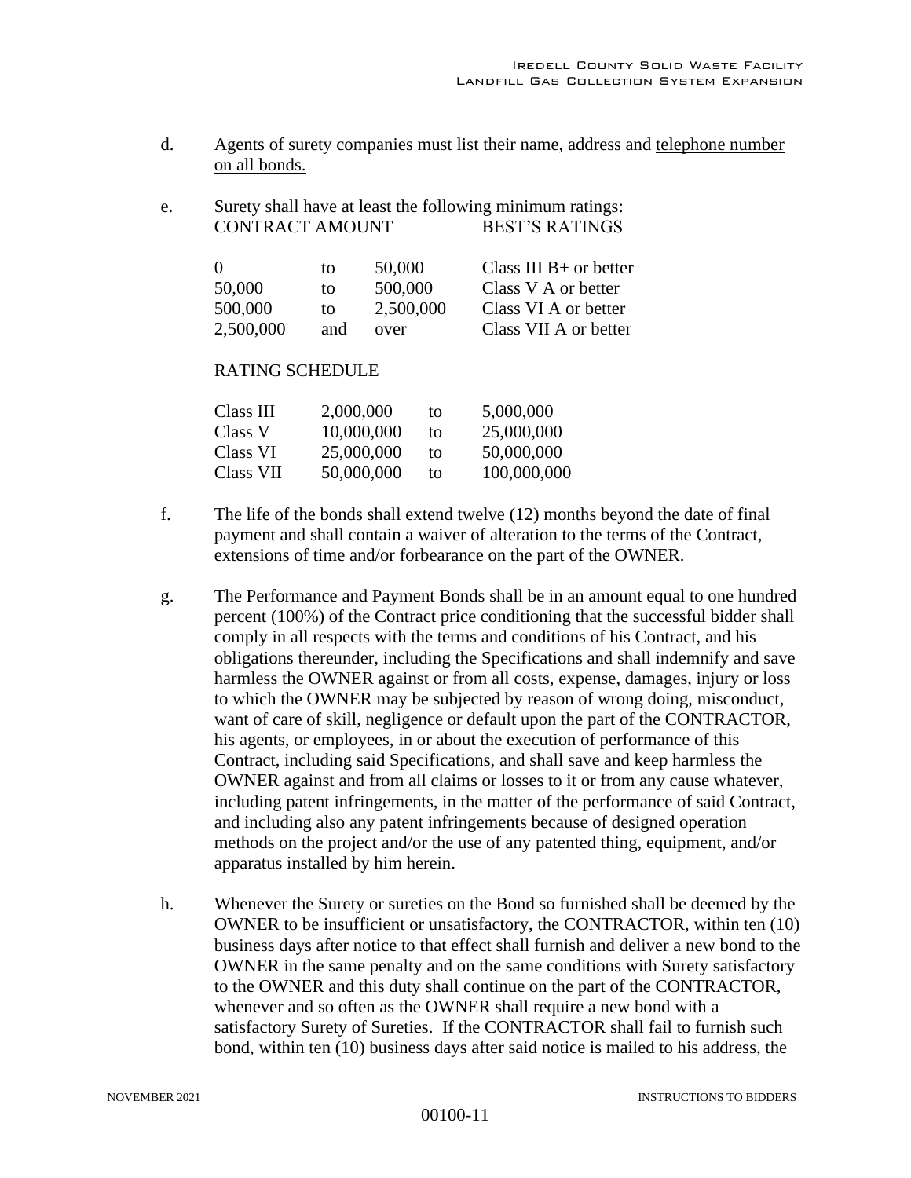d. Agents of surety companies must list their name, address and telephone number on all bonds.

e. Surety shall have at least the following minimum ratings:

| CONTRACT AMOUNT | | | BEST'S RATINGS |
|---|---|---|---|
| 0 | to | 50,000 | Class III B+ or better |
| 50,000 | to | 500,000 | Class V A or better |
| 500,000 | to | 2,500,000 | Class VI A or better |
| 2,500,000 | and | over | Class VII A or better |

RATING SCHEDULE

| | | | |
|---|---|---|---|
| Class III | 2,000,000 | to | 5,000,000 |
| Class V | 10,000,000 | to | 25,000,000 |
| Class VI | 25,000,000 | to | 50,000,000 |
| Class VII | 50,000,000 | to | 100,000,000 |

f. The life of the bonds shall extend twelve (12) months beyond the date of final payment and shall contain a waiver of alteration to the terms of the Contract, extensions of time and/or forbearance on the part of the OWNER.

g. The Performance and Payment Bonds shall be in an amount equal to one hundred percent (100%) of the Contract price conditioning that the successful bidder shall comply in all respects with the terms and conditions of his Contract, and his obligations thereunder, including the Specifications and shall indemnify and save harmless the OWNER against or from all costs, expense, damages, injury or loss to which the OWNER may be subjected by reason of wrong doing, misconduct, want of care of skill, negligence or default upon the part of the CONTRACTOR, his agents, or employees, in or about the execution of performance of this Contract, including said Specifications, and shall save and keep harmless the OWNER against and from all claims or losses to it or from any cause whatever, including patent infringements, in the matter of the performance of said Contract, and including also any patent infringements because of designed operation methods on the project and/or the use of any patented thing, equipment, and/or apparatus installed by him herein.

h. Whenever the Surety or sureties on the Bond so furnished shall be deemed by the OWNER to be insufficient or unsatisfactory, the CONTRACTOR, within ten (10) business days after notice to that effect shall furnish and deliver a new bond to the OWNER in the same penalty and on the same conditions with Surety satisfactory to the OWNER and this duty shall continue on the part of the CONTRACTOR, whenever and so often as the OWNER shall require a new bond with a satisfactory Surety of Sureties. If the CONTRACTOR shall fail to furnish such bond, within ten (10) business days after said notice is mailed to his address, the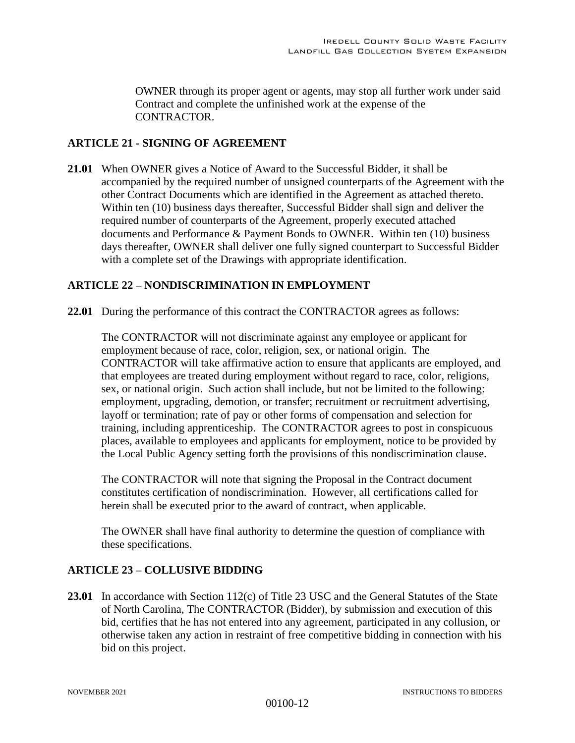OWNER through its proper agent or agents, may stop all further work under said Contract and complete the unfinished work at the expense of the CONTRACTOR.

## ARTICLE 21 - SIGNING OF AGREEMENT

**21.01** When OWNER gives a Notice of Award to the Successful Bidder, it shall be accompanied by the required number of unsigned counterparts of the Agreement with the other Contract Documents which are identified in the Agreement as attached thereto. Within ten (10) business days thereafter, Successful Bidder shall sign and deliver the required number of counterparts of the Agreement, properly executed attached documents and Performance & Payment Bonds to OWNER. Within ten (10) business days thereafter, OWNER shall deliver one fully signed counterpart to Successful Bidder with a complete set of the Drawings with appropriate identification.

## ARTICLE 22 – NONDISCRIMINATION IN EMPLOYMENT

**22.01** During the performance of this contract the CONTRACTOR agrees as follows:

The CONTRACTOR will not discriminate against any employee or applicant for employment because of race, color, religion, sex, or national origin. The CONTRACTOR will take affirmative action to ensure that applicants are employed, and that employees are treated during employment without regard to race, color, religions, sex, or national origin. Such action shall include, but not be limited to the following: employment, upgrading, demotion, or transfer; recruitment or recruitment advertising, layoff or termination; rate of pay or other forms of compensation and selection for training, including apprenticeship. The CONTRACTOR agrees to post in conspicuous places, available to employees and applicants for employment, notice to be provided by the Local Public Agency setting forth the provisions of this nondiscrimination clause.

The CONTRACTOR will note that signing the Proposal in the Contract document constitutes certification of nondiscrimination. However, all certifications called for herein shall be executed prior to the award of contract, when applicable.

The OWNER shall have final authority to determine the question of compliance with these specifications.

## ARTICLE 23 – COLLUSIVE BIDDING

**23.01** In accordance with Section 112(c) of Title 23 USC and the General Statutes of the State of North Carolina, The CONTRACTOR (Bidder), by submission and execution of this bid, certifies that he has not entered into any agreement, participated in any collusion, or otherwise taken any action in restraint of free competitive bidding in connection with his bid on this project.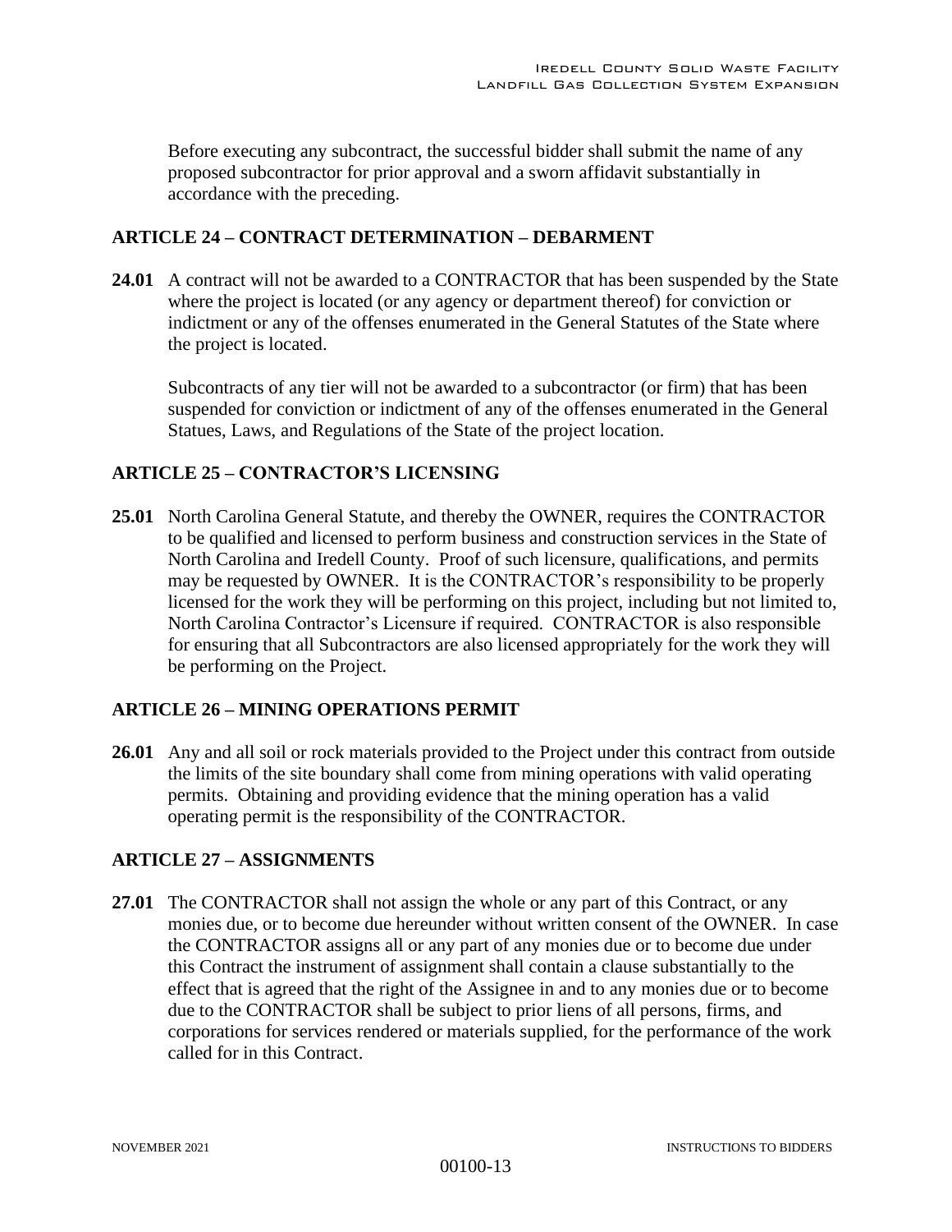Before executing any subcontract, the successful bidder shall submit the name of any proposed subcontractor for prior approval and a sworn affidavit substantially in accordance with the preceding.

## ARTICLE 24 – CONTRACT DETERMINATION – DEBARMENT

**24.01** A contract will not be awarded to a CONTRACTOR that has been suspended by the State where the project is located (or any agency or department thereof) for conviction or indictment or any of the offenses enumerated in the General Statutes of the State where the project is located.

Subcontracts of any tier will not be awarded to a subcontractor (or firm) that has been suspended for conviction or indictment of any of the offenses enumerated in the General Statues, Laws, and Regulations of the State of the project location.

## ARTICLE 25 – CONTRACTOR'S LICENSING

**25.01** North Carolina General Statute, and thereby the OWNER, requires the CONTRACTOR to be qualified and licensed to perform business and construction services in the State of North Carolina and Iredell County. Proof of such licensure, qualifications, and permits may be requested by OWNER. It is the CONTRACTOR's responsibility to be properly licensed for the work they will be performing on this project, including but not limited to, North Carolina Contractor's Licensure if required. CONTRACTOR is also responsible for ensuring that all Subcontractors are also licensed appropriately for the work they will be performing on the Project.

## ARTICLE 26 – MINING OPERATIONS PERMIT

**26.01** Any and all soil or rock materials provided to the Project under this contract from outside the limits of the site boundary shall come from mining operations with valid operating permits. Obtaining and providing evidence that the mining operation has a valid operating permit is the responsibility of the CONTRACTOR.

## ARTICLE 27 – ASSIGNMENTS

**27.01** The CONTRACTOR shall not assign the whole or any part of this Contract, or any monies due, or to become due hereunder without written consent of the OWNER. In case the CONTRACTOR assigns all or any part of any monies due or to become due under this Contract the instrument of assignment shall contain a clause substantially to the effect that is agreed that the right of the Assignee in and to any monies due or to become due to the CONTRACTOR shall be subject to prior liens of all persons, firms, and corporations for services rendered or materials supplied, for the performance of the work called for in this Contract.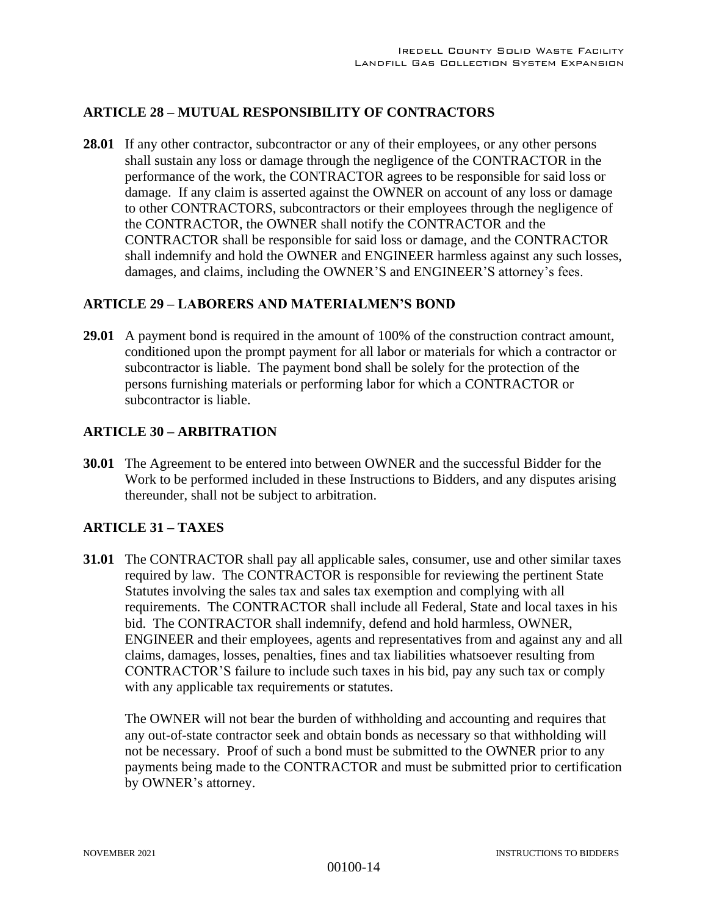## ARTICLE 28 – MUTUAL RESPONSIBILITY OF CONTRACTORS

**28.01** If any other contractor, subcontractor or any of their employees, or any other persons shall sustain any loss or damage through the negligence of the CONTRACTOR in the performance of the work, the CONTRACTOR agrees to be responsible for said loss or damage. If any claim is asserted against the OWNER on account of any loss or damage to other CONTRACTORS, subcontractors or their employees through the negligence of the CONTRACTOR, the OWNER shall notify the CONTRACTOR and the CONTRACTOR shall be responsible for said loss or damage, and the CONTRACTOR shall indemnify and hold the OWNER and ENGINEER harmless against any such losses, damages, and claims, including the OWNER'S and ENGINEER'S attorney's fees.

## ARTICLE 29 – LABORERS AND MATERIALMEN'S BOND

**29.01** A payment bond is required in the amount of 100% of the construction contract amount, conditioned upon the prompt payment for all labor or materials for which a contractor or subcontractor is liable. The payment bond shall be solely for the protection of the persons furnishing materials or performing labor for which a CONTRACTOR or subcontractor is liable.

## ARTICLE 30 – ARBITRATION

**30.01** The Agreement to be entered into between OWNER and the successful Bidder for the Work to be performed included in these Instructions to Bidders, and any disputes arising thereunder, shall not be subject to arbitration.

## ARTICLE 31 – TAXES

**31.01** The CONTRACTOR shall pay all applicable sales, consumer, use and other similar taxes required by law. The CONTRACTOR is responsible for reviewing the pertinent State Statutes involving the sales tax and sales tax exemption and complying with all requirements. The CONTRACTOR shall include all Federal, State and local taxes in his bid. The CONTRACTOR shall indemnify, defend and hold harmless, OWNER, ENGINEER and their employees, agents and representatives from and against any and all claims, damages, losses, penalties, fines and tax liabilities whatsoever resulting from CONTRACTOR'S failure to include such taxes in his bid, pay any such tax or comply with any applicable tax requirements or statutes.

The OWNER will not bear the burden of withholding and accounting and requires that any out-of-state contractor seek and obtain bonds as necessary so that withholding will not be necessary. Proof of such a bond must be submitted to the OWNER prior to any payments being made to the CONTRACTOR and must be submitted prior to certification by OWNER's attorney.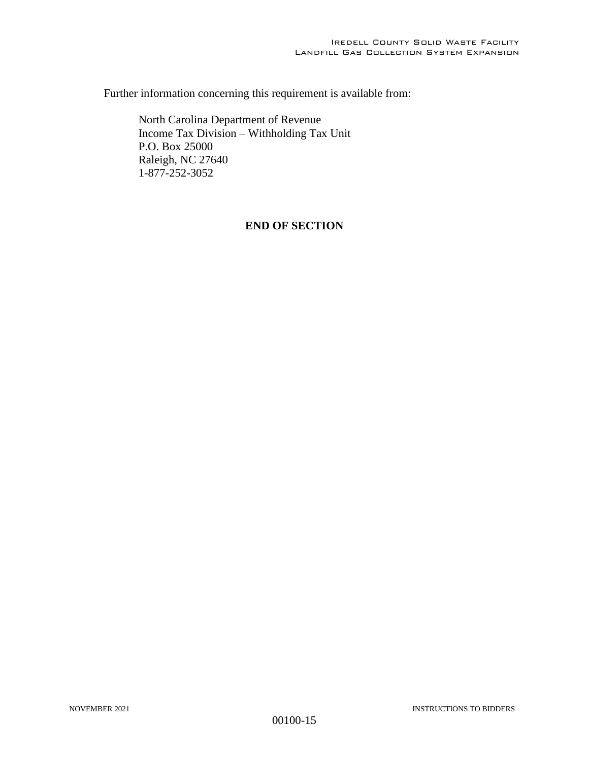Further information concerning this requirement is available from:

North Carolina Department of Revenue
Income Tax Division – Withholding Tax Unit
P.O. Box 25000
Raleigh, NC 27640
1-877-252-3052

**END OF SECTION**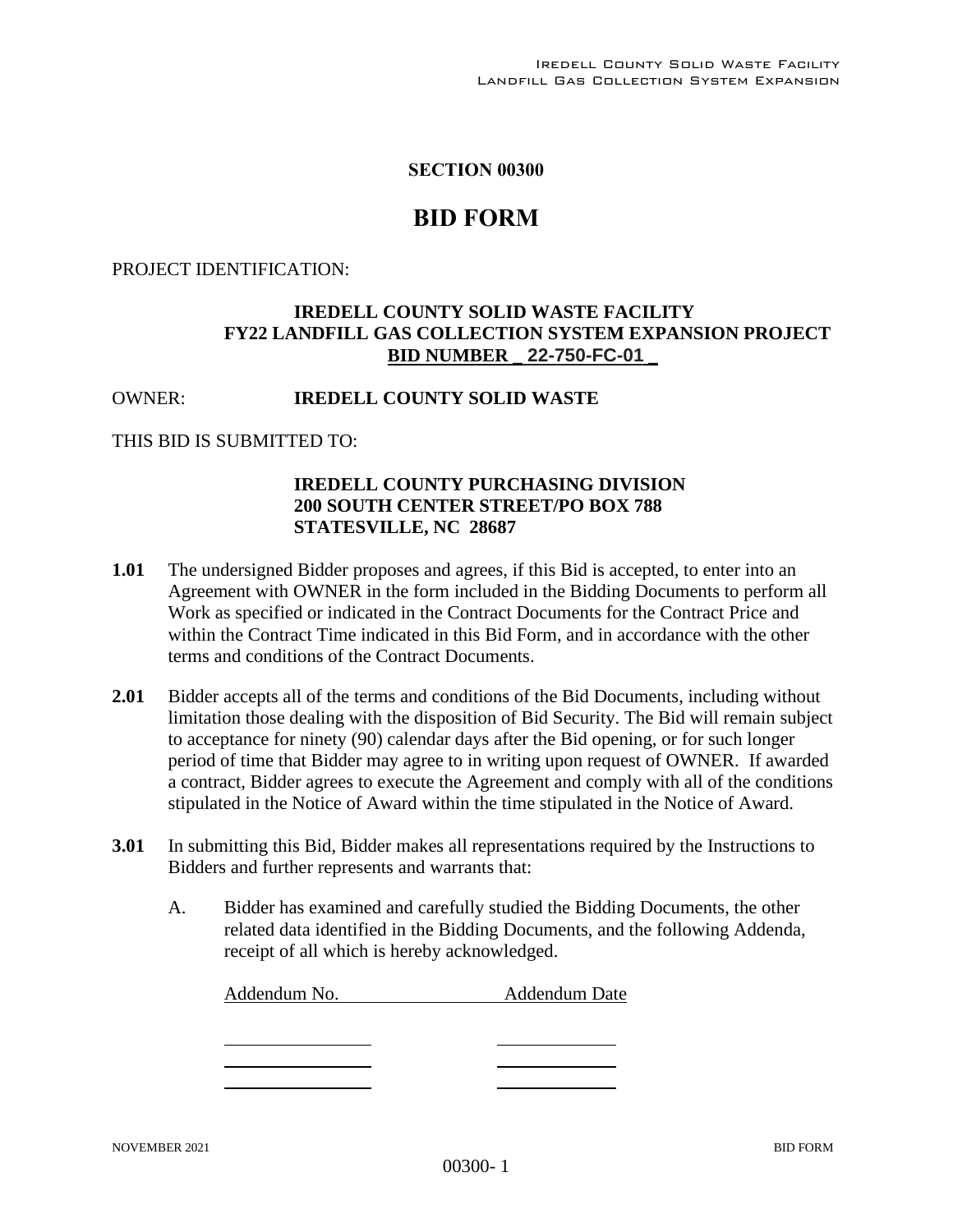## SECTION 00300

# BID FORM

PROJECT IDENTIFICATION:

**IREDELL COUNTY SOLID WASTE FACILITY**
**FY22 LANDFILL GAS COLLECTION SYSTEM EXPANSION PROJECT**
**BID NUMBER _ 22-750-FC-01 _**

OWNER: **IREDELL COUNTY SOLID WASTE**

THIS BID IS SUBMITTED TO:

**IREDELL COUNTY PURCHASING DIVISION**
**200 SOUTH CENTER STREET/PO BOX 788**
**STATESVILLE, NC 28687**

**1.01** The undersigned Bidder proposes and agrees, if this Bid is accepted, to enter into an Agreement with OWNER in the form included in the Bidding Documents to perform all Work as specified or indicated in the Contract Documents for the Contract Price and within the Contract Time indicated in this Bid Form, and in accordance with the other terms and conditions of the Contract Documents.

**2.01** Bidder accepts all of the terms and conditions of the Bid Documents, including without limitation those dealing with the disposition of Bid Security. The Bid will remain subject to acceptance for ninety (90) calendar days after the Bid opening, or for such longer period of time that Bidder may agree to in writing upon request of OWNER. If awarded a contract, Bidder agrees to execute the Agreement and comply with all of the conditions stipulated in the Notice of Award within the time stipulated in the Notice of Award.

**3.01** In submitting this Bid, Bidder makes all representations required by the Instructions to Bidders and further represents and warrants that:

A. Bidder has examined and carefully studied the Bidding Documents, the other related data identified in the Bidding Documents, and the following Addenda, receipt of all which is hereby acknowledged.

| Addendum No. | Addendum Date |
|---|---|
| ______________ | ____________ |
| ______________ | ____________ |
| ______________ | ____________ |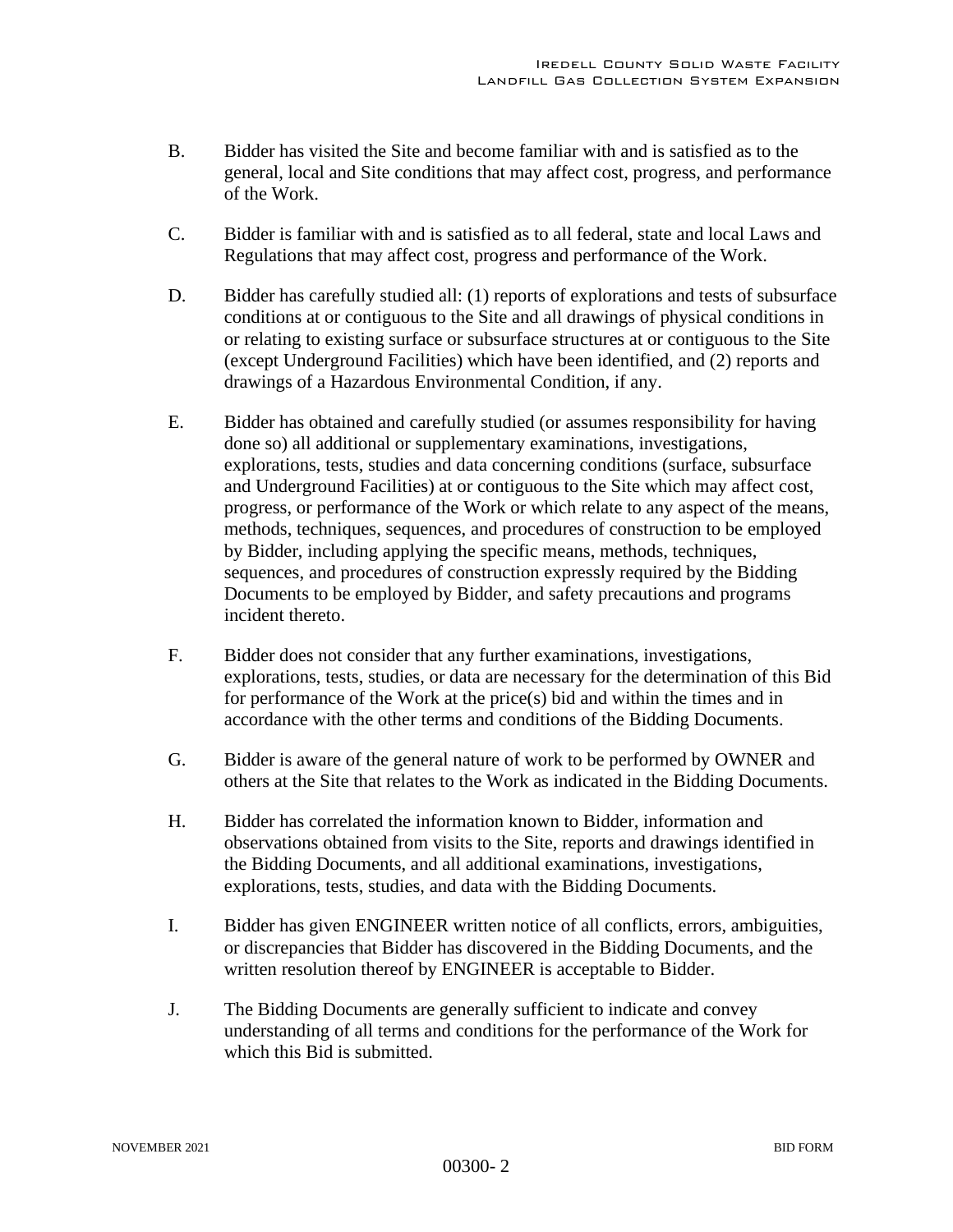B. Bidder has visited the Site and become familiar with and is satisfied as to the general, local and Site conditions that may affect cost, progress, and performance of the Work.

C. Bidder is familiar with and is satisfied as to all federal, state and local Laws and Regulations that may affect cost, progress and performance of the Work.

D. Bidder has carefully studied all: (1) reports of explorations and tests of subsurface conditions at or contiguous to the Site and all drawings of physical conditions in or relating to existing surface or subsurface structures at or contiguous to the Site (except Underground Facilities) which have been identified, and (2) reports and drawings of a Hazardous Environmental Condition, if any.

E. Bidder has obtained and carefully studied (or assumes responsibility for having done so) all additional or supplementary examinations, investigations, explorations, tests, studies and data concerning conditions (surface, subsurface and Underground Facilities) at or contiguous to the Site which may affect cost, progress, or performance of the Work or which relate to any aspect of the means, methods, techniques, sequences, and procedures of construction to be employed by Bidder, including applying the specific means, methods, techniques, sequences, and procedures of construction expressly required by the Bidding Documents to be employed by Bidder, and safety precautions and programs incident thereto.

F. Bidder does not consider that any further examinations, investigations, explorations, tests, studies, or data are necessary for the determination of this Bid for performance of the Work at the price(s) bid and within the times and in accordance with the other terms and conditions of the Bidding Documents.

G. Bidder is aware of the general nature of work to be performed by OWNER and others at the Site that relates to the Work as indicated in the Bidding Documents.

H. Bidder has correlated the information known to Bidder, information and observations obtained from visits to the Site, reports and drawings identified in the Bidding Documents, and all additional examinations, investigations, explorations, tests, studies, and data with the Bidding Documents.

I. Bidder has given ENGINEER written notice of all conflicts, errors, ambiguities, or discrepancies that Bidder has discovered in the Bidding Documents, and the written resolution thereof by ENGINEER is acceptable to Bidder.

J. The Bidding Documents are generally sufficient to indicate and convey understanding of all terms and conditions for the performance of the Work for which this Bid is submitted.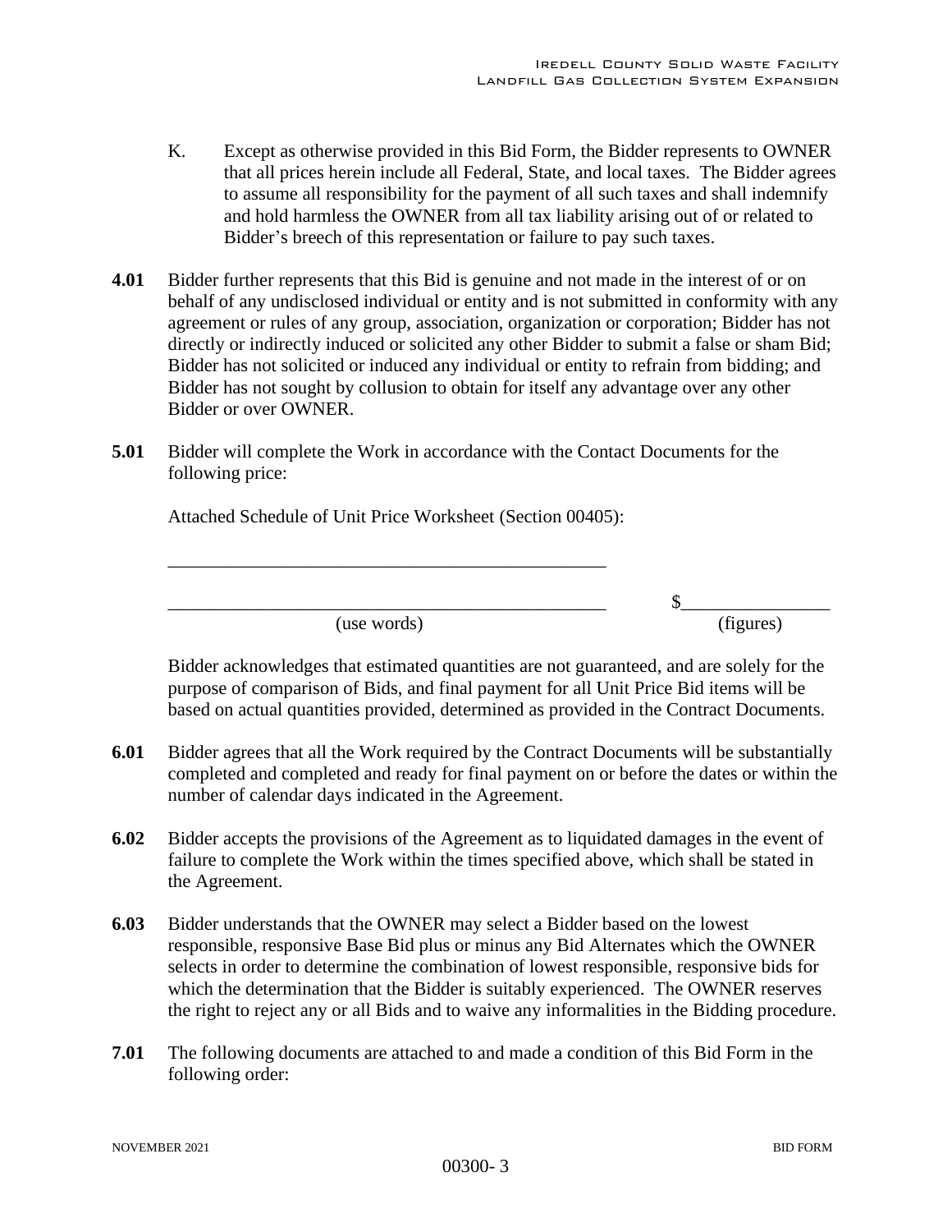K. Except as otherwise provided in this Bid Form, the Bidder represents to OWNER that all prices herein include all Federal, State, and local taxes. The Bidder agrees to assume all responsibility for the payment of all such taxes and shall indemnify and hold harmless the OWNER from all tax liability arising out of or related to Bidder's breech of this representation or failure to pay such taxes.

**4.01** Bidder further represents that this Bid is genuine and not made in the interest of or on behalf of any undisclosed individual or entity and is not submitted in conformity with any agreement or rules of any group, association, organization or corporation; Bidder has not directly or indirectly induced or solicited any other Bidder to submit a false or sham Bid; Bidder has not solicited or induced any individual or entity to refrain from bidding; and Bidder has not sought by collusion to obtain for itself any advantage over any other Bidder or over OWNER.

**5.01** Bidder will complete the Work in accordance with the Contact Documents for the following price:

Attached Schedule of Unit Price Worksheet (Section 00405):

_______________________________________________

_______________________________________________ $________________

(use words) (figures)

Bidder acknowledges that estimated quantities are not guaranteed, and are solely for the purpose of comparison of Bids, and final payment for all Unit Price Bid items will be based on actual quantities provided, determined as provided in the Contract Documents.

**6.01** Bidder agrees that all the Work required by the Contract Documents will be substantially completed and completed and ready for final payment on or before the dates or within the number of calendar days indicated in the Agreement.

**6.02** Bidder accepts the provisions of the Agreement as to liquidated damages in the event of failure to complete the Work within the times specified above, which shall be stated in the Agreement.

**6.03** Bidder understands that the OWNER may select a Bidder based on the lowest responsible, responsive Base Bid plus or minus any Bid Alternates which the OWNER selects in order to determine the combination of lowest responsible, responsive bids for which the determination that the Bidder is suitably experienced. The OWNER reserves the right to reject any or all Bids and to waive any informalities in the Bidding procedure.

**7.01** The following documents are attached to and made a condition of this Bid Form in the following order: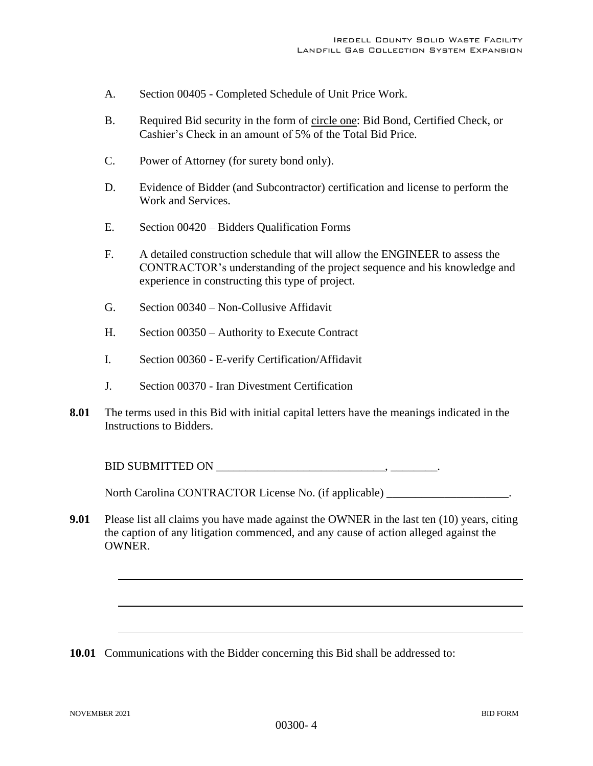A. Section 00405 - Completed Schedule of Unit Price Work.

B. Required Bid security in the form of circle one: Bid Bond, Certified Check, or Cashier's Check in an amount of 5% of the Total Bid Price.

C. Power of Attorney (for surety bond only).

D. Evidence of Bidder (and Subcontractor) certification and license to perform the Work and Services.

E. Section 00420 – Bidders Qualification Forms

F. A detailed construction schedule that will allow the ENGINEER to assess the CONTRACTOR's understanding of the project sequence and his knowledge and experience in constructing this type of project.

G. Section 00340 – Non-Collusive Affidavit

H. Section 00350 – Authority to Execute Contract

I. Section 00360 - E-verify Certification/Affidavit

J. Section 00370 - Iran Divestment Certification

**8.01** The terms used in this Bid with initial capital letters have the meanings indicated in the Instructions to Bidders.

BID SUBMITTED ON _____________________________, ________.

North Carolina CONTRACTOR License No. (if applicable) _____________________.

**9.01** Please list all claims you have made against the OWNER in the last ten (10) years, citing the caption of any litigation commenced, and any cause of action alleged against the OWNER.

_______________________________________________________________________

_______________________________________________________________________

_______________________________________________________________________

**10.01** Communications with the Bidder concerning this Bid shall be addressed to: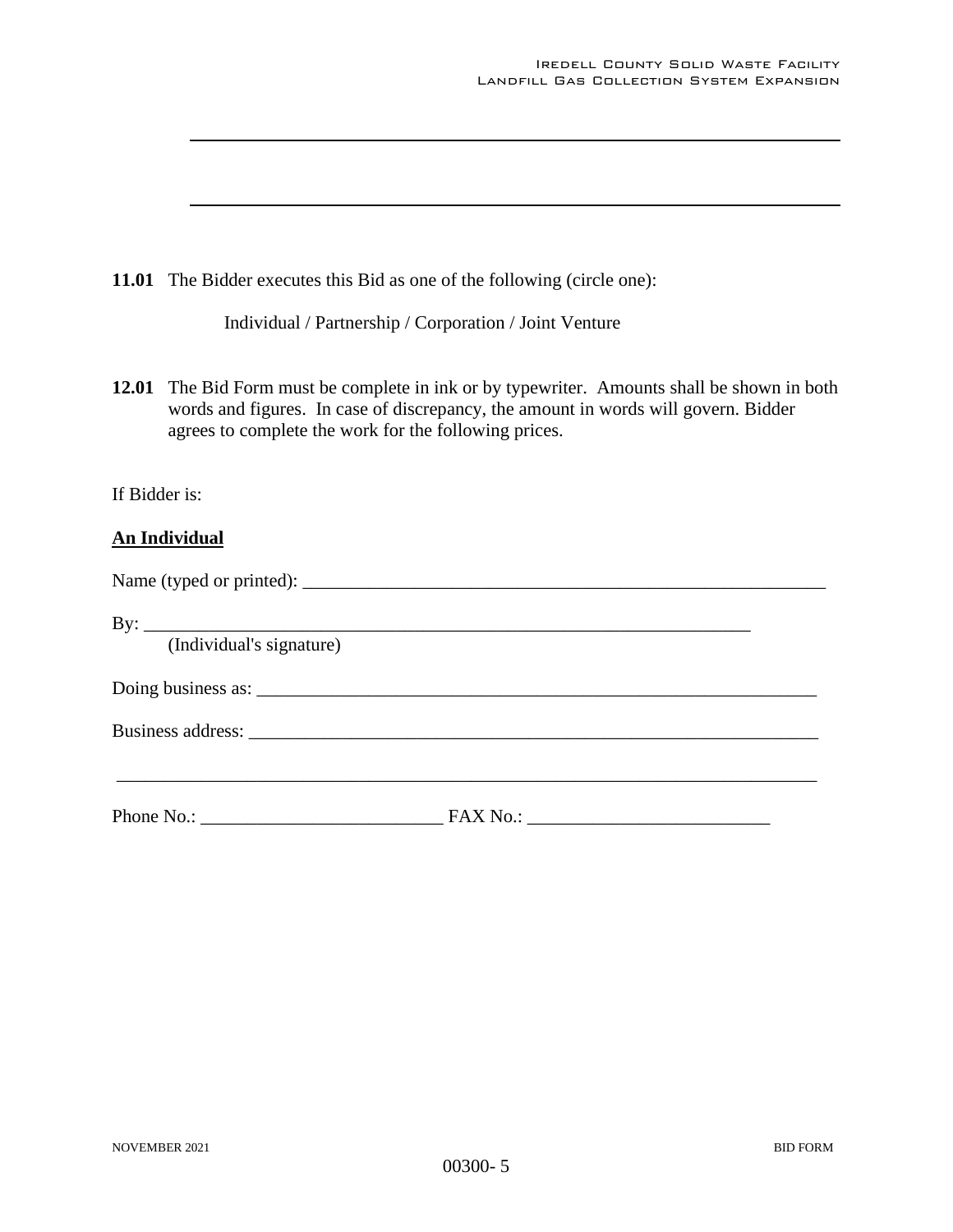_______________________________________________________________

_______________________________________________________________

**11.01** The Bidder executes this Bid as one of the following (circle one):

Individual / Partnership / Corporation / Joint Venture

**12.01** The Bid Form must be complete in ink or by typewriter. Amounts shall be shown in both words and figures. In case of discrepancy, the amount in words will govern. Bidder agrees to complete the work for the following prices.

If Bidder is:

**<u>An Individual</u>**

Name (typed or printed): ____________________________________________________

By: ________________________________________________________________
(Individual's signature)

Doing business as: ________________________________________________________

Business address: _________________________________________________________

___________________________________________________________________________

Phone No.: _________________________ FAX No.: _________________________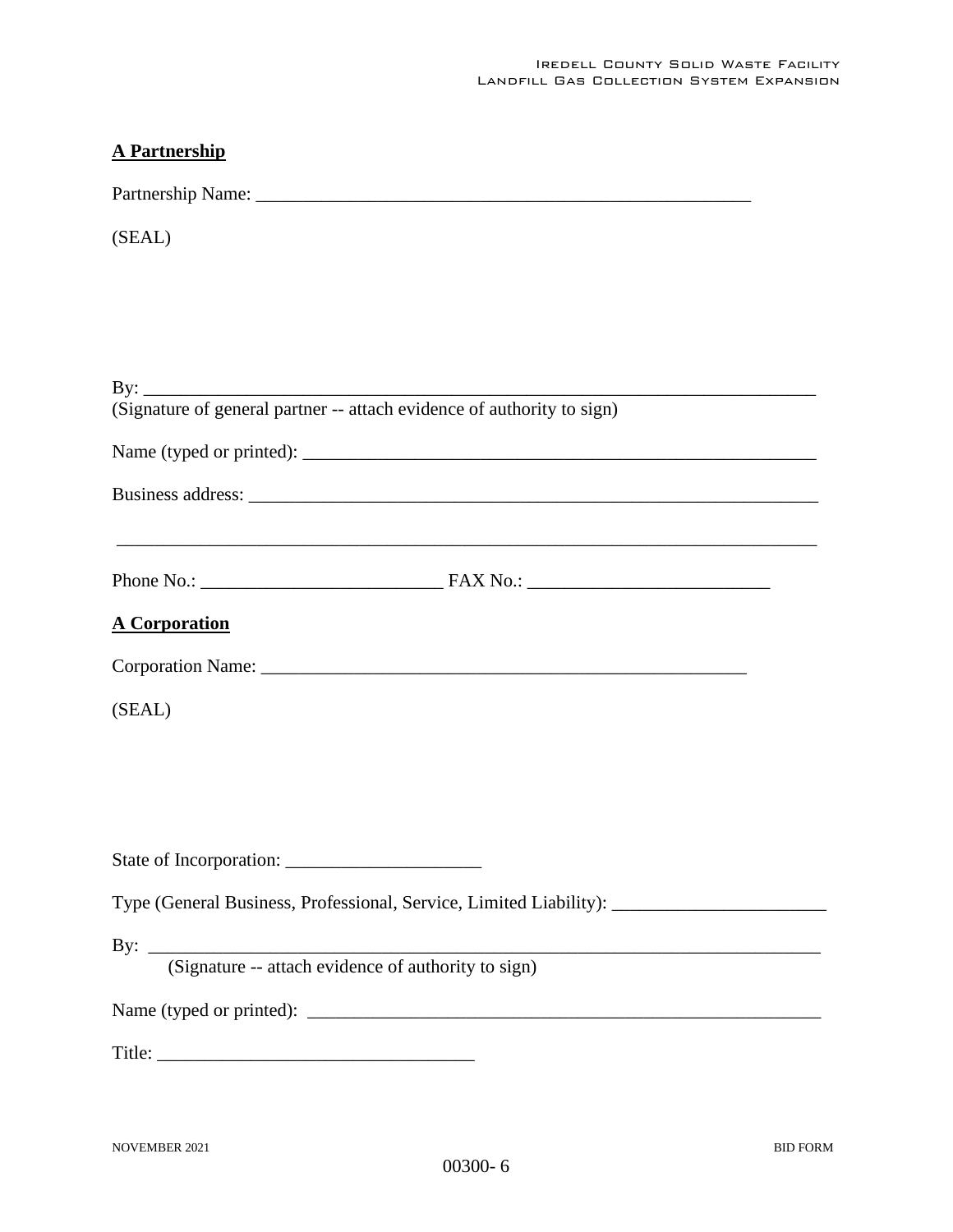**A Partnership**

Partnership Name: _______________________________________________________

(SEAL)

By: ___________________________________________________________________________
(Signature of general partner -- attach evidence of authority to sign)

Name (typed or printed): _______________________________________________________

Business address: _____________________________________________________________

_______________________________________________________________________________

Phone No.: __________________________ FAX No.: __________________________

**A Corporation**

Corporation Name: _____________________________________________________

(SEAL)

State of Incorporation: _____________________

Type (General Business, Professional, Service, Limited Liability): _______________________

By: ___________________________________________________________________________
(Signature -- attach evidence of authority to sign)

Name (typed or printed): _______________________________________________________

Title: __________________________________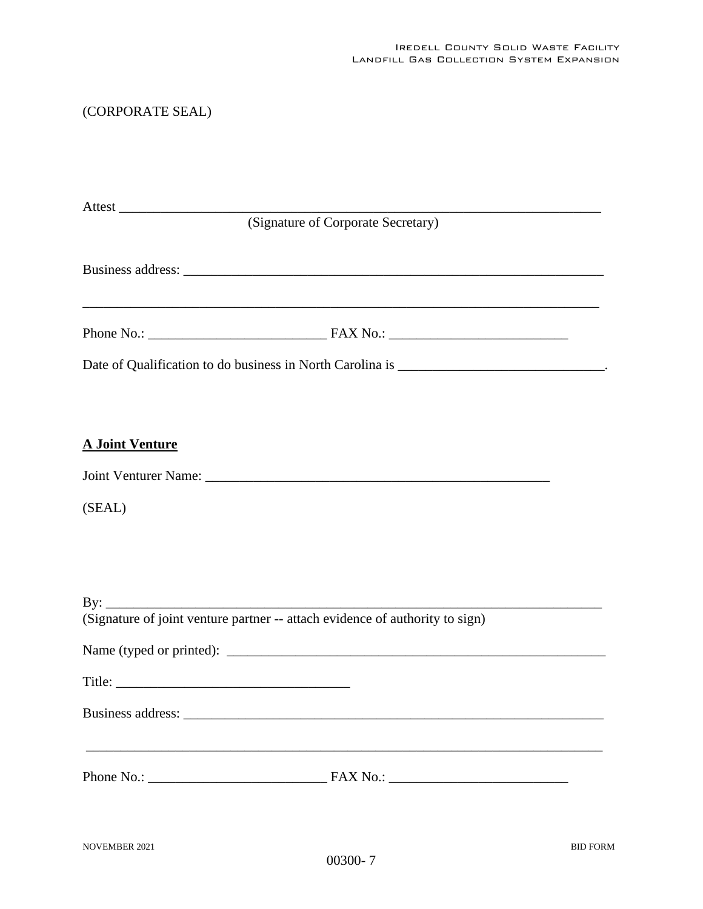(CORPORATE SEAL)

Attest ___________________________________________________________________
(Signature of Corporate Secretary)

Business address: _________________________________________________________

__________________________________________________________________________

Phone No.: __________________________ FAX No.: __________________________

Date of Qualification to do business in North Carolina is ______________________________.

**A Joint Venture**

Joint Venturer Name: ____________________________________________________

(SEAL)

By: _______________________________________________________________________
(Signature of joint venture partner -- attach evidence of authority to sign)

Name (typed or printed): ___________________________________________________

Title: _________________________________

Business address: _________________________________________________________

__________________________________________________________________________

Phone No.: __________________________ FAX No.: __________________________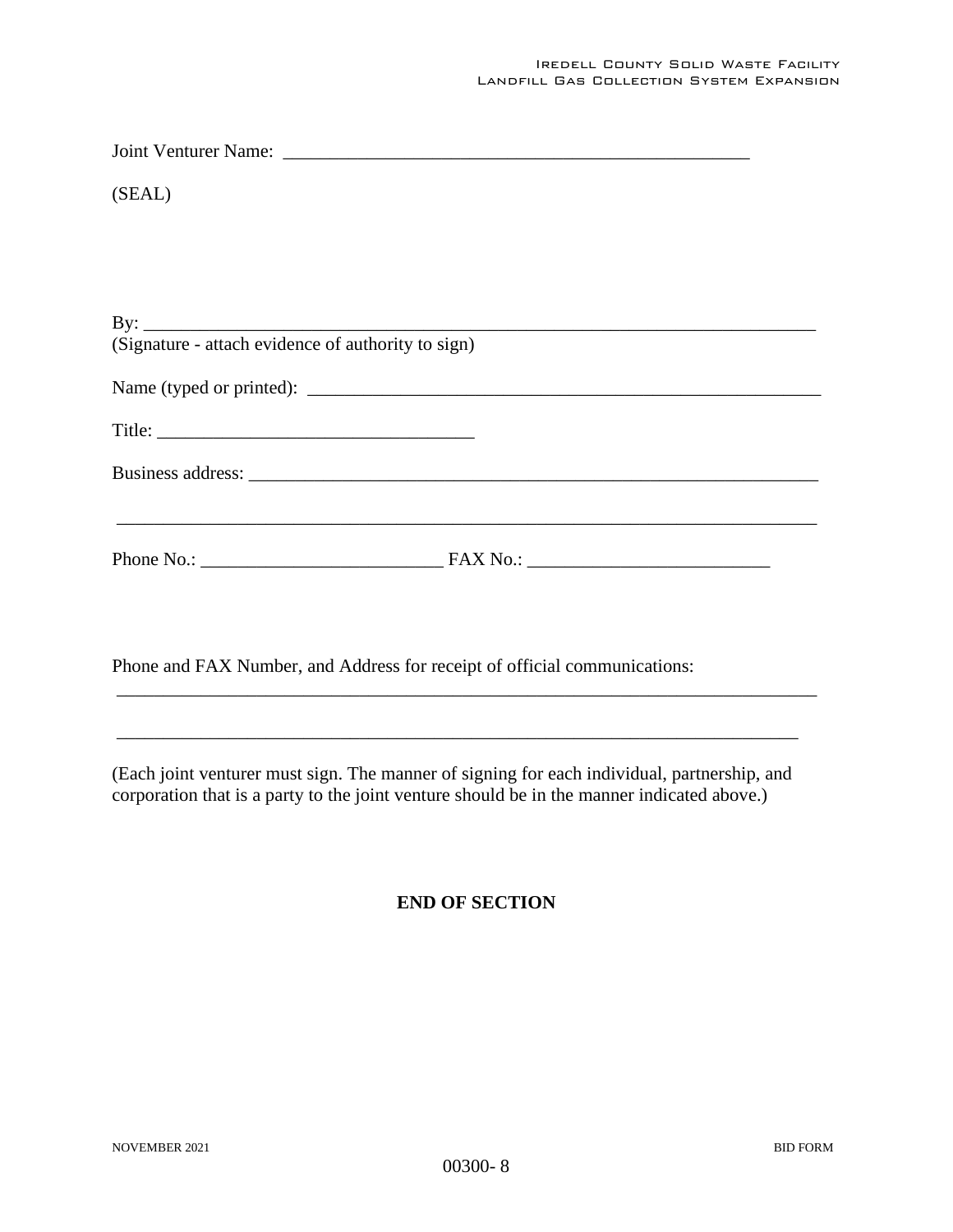Joint Venturer Name: ___________________________________________________

(SEAL)

By: ___________________________________________________________________________
(Signature - attach evidence of authority to sign)

Name (typed or printed): ________________________________________________________

Title: ___________________________________

Business address: _____________________________________________________________

_____________________________________________________________________________

Phone No.: ________________________ FAX No.: ________________________

Phone and FAX Number, and Address for receipt of official communications:

_____________________________________________________________________________

_____________________________________________________________________________

(Each joint venturer must sign. The manner of signing for each individual, partnership, and corporation that is a party to the joint venture should be in the manner indicated above.)

**END OF SECTION**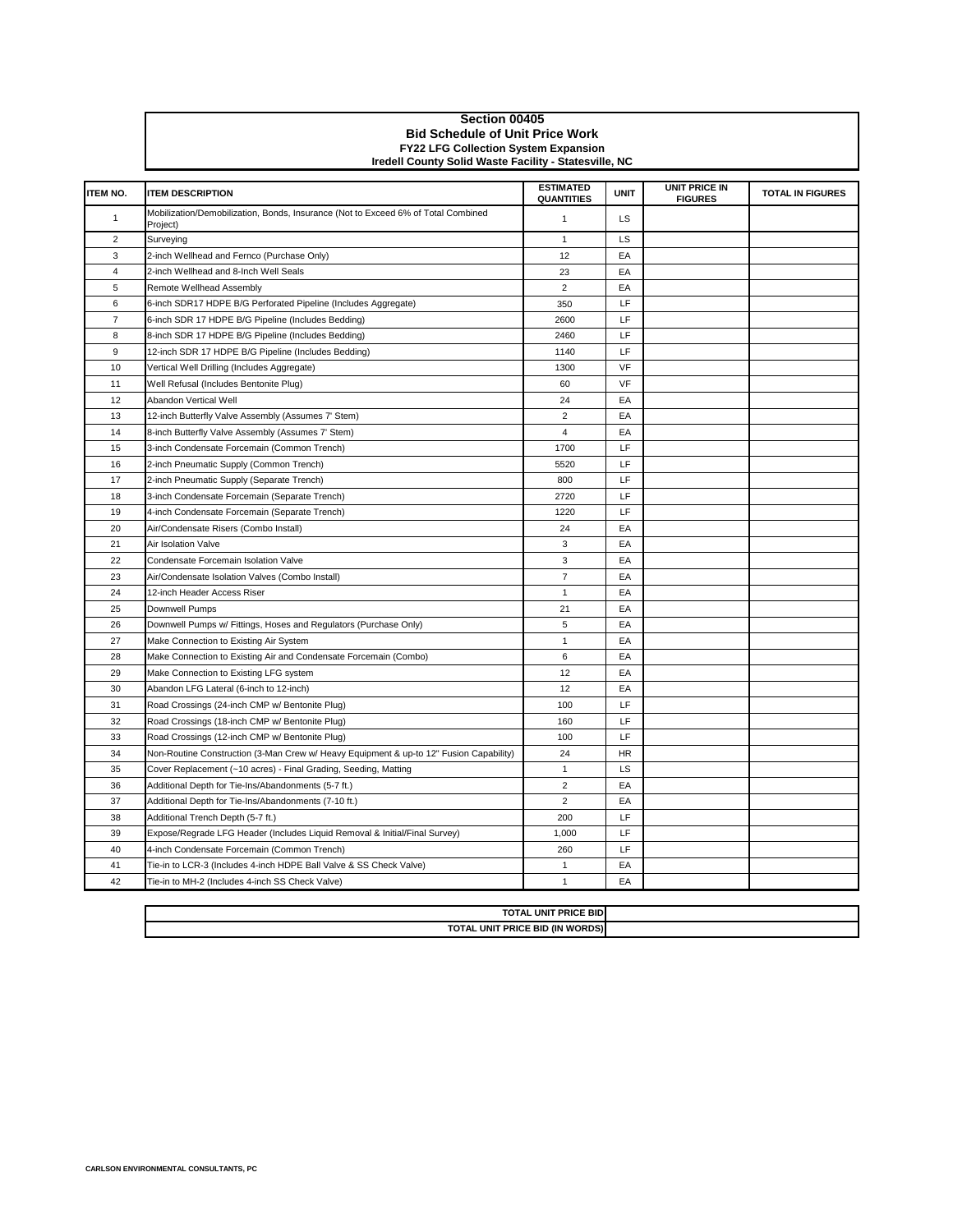## Section 00405
## Bid Schedule of Unit Price Work
### FY22 LFG Collection System Expansion
### Iredell County Solid Waste Facility - Statesville, NC

| ITEM NO. | ITEM DESCRIPTION | ESTIMATED QUANTITIES | UNIT | UNIT PRICE IN FIGURES | TOTAL IN FIGURES |
|---|---|---|---|---|---|
| 1 | Mobilization/Demobilization, Bonds, Insurance (Not to Exceed 6% of Total Combined Project) | 1 | LS | | |
| 2 | Surveying | 1 | LS | | |
| 3 | 2-inch Wellhead and Fernco (Purchase Only) | 12 | EA | | |
| 4 | 2-inch Wellhead and 8-Inch Well Seals | 23 | EA | | |
| 5 | Remote Wellhead Assembly | 2 | EA | | |
| 6 | 6-inch SDR17 HDPE B/G Perforated Pipeline (Includes Aggregate) | 350 | LF | | |
| 7 | 6-inch SDR 17 HDPE B/G Pipeline (Includes Bedding) | 2600 | LF | | |
| 8 | 8-inch SDR 17 HDPE B/G Pipeline (Includes Bedding) | 2460 | LF | | |
| 9 | 12-inch SDR 17 HDPE B/G Pipeline (Includes Bedding) | 1140 | LF | | |
| 10 | Vertical Well Drilling (Includes Aggregate) | 1300 | VF | | |
| 11 | Well Refusal (Includes Bentonite Plug) | 60 | VF | | |
| 12 | Abandon Vertical Well | 24 | EA | | |
| 13 | 12-inch Butterfly Valve Assembly (Assumes 7' Stem) | 2 | EA | | |
| 14 | 8-inch Butterfly Valve Assembly (Assumes 7' Stem) | 4 | EA | | |
| 15 | 3-inch Condensate Forcemain (Common Trench) | 1700 | LF | | |
| 16 | 2-inch Pneumatic Supply (Common Trench) | 5520 | LF | | |
| 17 | 2-inch Pneumatic Supply (Separate Trench) | 800 | LF | | |
| 18 | 3-inch Condensate Forcemain (Separate Trench) | 2720 | LF | | |
| 19 | 4-inch Condensate Forcemain (Separate Trench) | 1220 | LF | | |
| 20 | Air/Condensate Risers (Combo Install) | 24 | EA | | |
| 21 | Air Isolation Valve | 3 | EA | | |
| 22 | Condensate Forcemain Isolation Valve | 3 | EA | | |
| 23 | Air/Condensate Isolation Valves (Combo Install) | 7 | EA | | |
| 24 | 12-inch Header Access Riser | 1 | EA | | |
| 25 | Downwell Pumps | 21 | EA | | |
| 26 | Downwell Pumps w/ Fittings, Hoses and Regulators (Purchase Only) | 5 | EA | | |
| 27 | Make Connection to Existing Air System | 1 | EA | | |
| 28 | Make Connection to Existing Air and Condensate Forcemain (Combo) | 6 | EA | | |
| 29 | Make Connection to Existing LFG system | 12 | EA | | |
| 30 | Abandon LFG Lateral (6-inch to 12-inch) | 12 | EA | | |
| 31 | Road Crossings (24-inch CMP w/ Bentonite Plug) | 100 | LF | | |
| 32 | Road Crossings (18-inch CMP w/ Bentonite Plug) | 160 | LF | | |
| 33 | Road Crossings (12-inch CMP w/ Bentonite Plug) | 100 | LF | | |
| 34 | Non-Routine Construction (3-Man Crew w/ Heavy Equipment & up-to 12" Fusion Capability) | 24 | HR | | |
| 35 | Cover Replacement (~10 acres) - Final Grading, Seeding, Matting | 1 | LS | | |
| 36 | Additional Depth for Tie-Ins/Abandonments (5-7 ft.) | 2 | EA | | |
| 37 | Additional Depth for Tie-Ins/Abandonments (7-10 ft.) | 2 | EA | | |
| 38 | Additional Trench Depth (5-7 ft.) | 200 | LF | | |
| 39 | Expose/Regrade LFG Header (Includes Liquid Removal & Initial/Final Survey) | 1,000 | LF | | |
| 40 | 4-inch Condensate Forcemain (Common Trench) | 260 | LF | | |
| 41 | Tie-in to LCR-3 (Includes 4-inch HDPE Ball Valve & SS Check Valve) | 1 | EA | | |
| 42 | Tie-in to MH-2 (Includes 4-inch SS Check Valve) | 1 | EA | | |

| | |
|---|---|
| TOTAL UNIT PRICE BID | |
| TOTAL UNIT PRICE BID (IN WORDS) | |

CARLSON ENVIRONMENTAL CONSULTANTS, PC